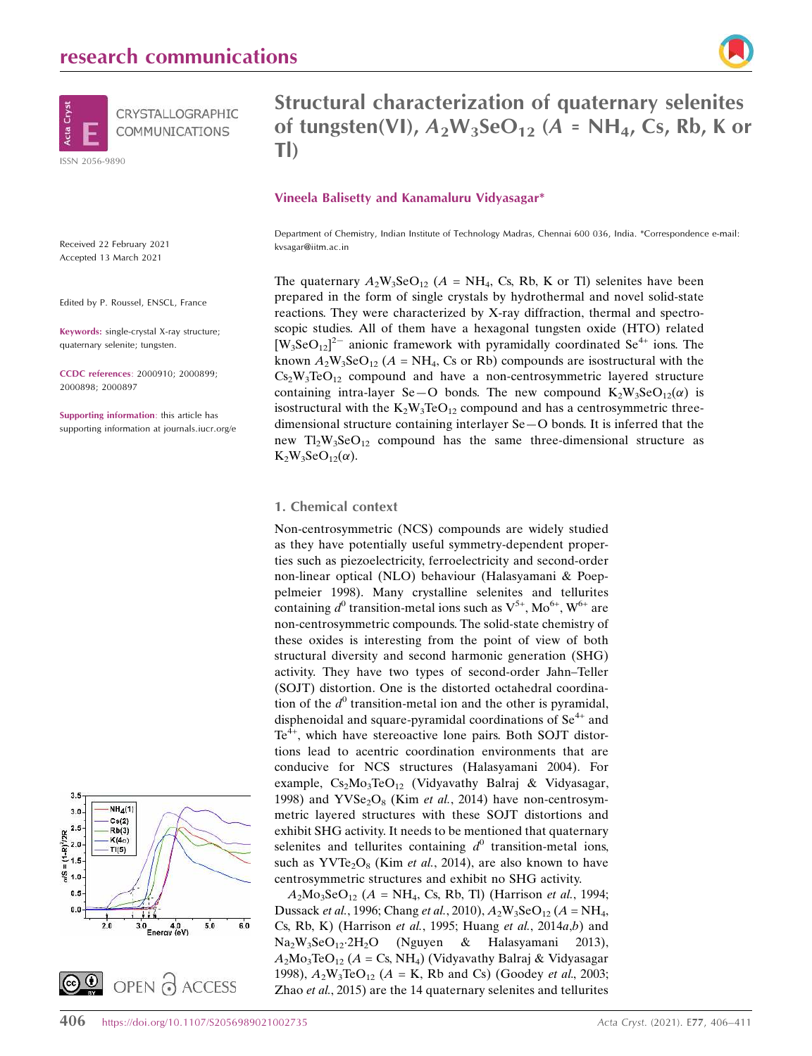# Structural characterization of quaternary selenites of tungsten(VI), $A_2W_3SeO_{12}$ ($A$ = $NH_4$, Cs, Rb, K or Tl)

**Vineela Balisetty and Kanamaluru Vidyasagar***

Department of Chemistry, Indian Institute of Technology Madras, Chennai 600 036, India. *Correspondence e-mail: kvsagar@iitm.ac.in

Received 22 February 2021
Accepted 13 March 2021

Edited by P. Roussel, ENSCL, France

**Keywords:** single-crystal X-ray structure; quaternary selenite; tungsten.

**CCDC references**: 2000910; 2000899; 2000898; 2000897

**Supporting information**: this article has supporting information at journals.iucr.org/e

The quaternary $A_2W_3SeO_{12}$ ($A$ = $NH_4$, Cs, Rb, K or Tl) selenites have been prepared in the form of single crystals by hydrothermal and novel solid-state reactions. They were characterized by X-ray diffraction, thermal and spectroscopic studies. All of them have a hexagonal tungsten oxide (HTO) related $[W_3SeO_{12}]^{2-}$ anionic framework with pyramidally coordinated $Se^{4+}$ ions. The known $A_2W_3SeO_{12}$ ($A$ = $NH_4$, Cs or Rb) compounds are isostructural with the $Cs_2W_3TeO_{12}$ compound and have a non-centrosymmetric layered structure containing intra-layer Se—O bonds. The new compound $K_2W_3SeO_{12}(\alpha)$ is isostructural with the $K_2W_3TeO_{12}$ compound and has a centrosymmetric three-dimensional structure containing interlayer Se—O bonds. It is inferred that the new $Tl_2W_3SeO_{12}$ compound has the same three-dimensional structure as $K_2W_3SeO_{12}(\alpha)$.

## 1. Chemical context

Non-centrosymmetric (NCS) compounds are widely studied as they have potentially useful symmetry-dependent properties such as piezoelectricity, ferroelectricity and second-order non-linear optical (NLO) behaviour (Halasyamani & Poeppelmeier 1998). Many crystalline selenites and tellurites containing $d^0$ transition-metal ions such as $V^{5+}$, $Mo^{6+}$, $W^{6+}$ are non-centrosymmetric compounds. The solid-state chemistry of these oxides is interesting from the point of view of both structural diversity and second harmonic generation (SHG) activity. They have two types of second-order Jahn–Teller (SOJT) distortion. One is the distorted octahedral coordination of the $d^0$ transition-metal ion and the other is pyramidal, disphenoidal and square-pyramidal coordinations of $Se^{4+}$ and $Te^{4+}$, which have stereoactive lone pairs. Both SOJT distortions lead to acentric coordination environments that are conducive for NCS structures (Halasyamani 2004). For example, $Cs_2Mo_3TeO_{12}$ (Vidyavathy Balraj & Vidyasagar, 1998) and $YVSe_2O_8$ (Kim *et al.*, 2014) have non-centrosymmetric layered structures with these SOJT distortions and exhibit SHG activity. It needs to be mentioned that quaternary selenites and tellurites containing $d^0$ transition-metal ions, such as $YVTe_2O_8$ (Kim *et al.*, 2014), are also known to have centrosymmetric structures and exhibit no SHG activity.

$A_2Mo_3SeO_{12}$ ($A$ = $NH_4$, Cs, Rb, Tl) (Harrison *et al.*, 1994; Dussack *et al.*, 1996; Chang *et al.*, 2010), $A_2W_3SeO_{12}$ ($A$ = $NH_4$, Cs, Rb, K) (Harrison *et al.*, 1995; Huang *et al.*, 2014*a*,*b*) and $Na_2W_3SeO_{12}{\cdot}2H_2O$ (Nguyen & Halasyamani 2013), $A_2Mo_3TeO_{12}$ ($A$ = Cs, $NH_4$) (Vidyavathy Balraj & Vidyasagar 1998), $A_2W_3TeO_{12}$ ($A$ = K, Rb and Cs) (Goodey *et al.*, 2003; Zhao *et al.*, 2015) are the 14 quaternary selenites and tellurites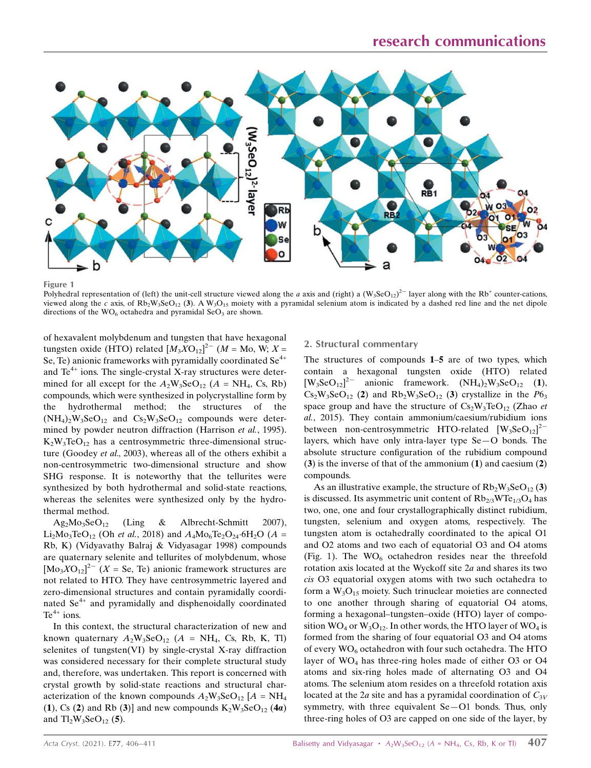**Figure 1**
Polyhedral representation of (left) the unit-cell structure viewed along the $a$ axis and (right) a $(W_3SeO_{12})^{2-}$ layer along with the $Rb^+$ counter-cations, viewed along the $c$ axis, of $Rb_2W_3SeO_{12}$ (**3**). A $W_3O_{15}$ moiety with a pyramidal selenium atom is indicated by a dashed red line and the net dipole directions of the $WO_6$ octahedra and pyramidal $SeO_3$ are shown.

of hexavalent molybdenum and tungsten that have hexagonal tungsten oxide (HTO) related $[M_3XO_{12}]^{2-}$ ($M$ = Mo, W; $X$ = Se, Te) anionic frameworks with pyramidally coordinated $Se^{4+}$ and $Te^{4+}$ ions. The single-crystal X-ray structures were determined for all except for the $A_2W_3SeO_{12}$ ($A$ = $NH_4$, Cs, Rb) compounds, which were synthesized in polycrystalline form by the hydrothermal method; the structures of the $(NH_4)_2W_3SeO_{12}$ and $Cs_2W_3SeO_{12}$ compounds were determined by powder neutron diffraction (Harrison *et al.*, 1995). $K_2W_3TeO_{12}$ has a centrosymmetric three-dimensional structure (Goodey *et al.*, 2003), whereas all of the others exhibit a non-centrosymmetric two-dimensional structure and show SHG response. It is noteworthy that the tellurites were synthesized by both hydrothermal and solid-state reactions, whereas the selenites were synthesized only by the hydrothermal method.

$Ag_2Mo_3SeO_{12}$ (Ling & Albrecht-Schmitt 2007), $Li_2Mo_3TeO_{12}$ (Oh *et al.*, 2018) and $A_4Mo_6Te_2O_{24}{\cdot}6H_2O$ ($A$ = Rb, K) (Vidyavathy Balraj & Vidyasagar 1998) compounds are quaternary selenite and tellurites of molybdenum, whose $[Mo_3XO_{12}]^{2-}$ ($X$ = Se, Te) anionic framework structures are not related to HTO. They have centrosymmetric layered and zero-dimensional structures and contain pyramidally coordinated $Se^{4+}$ and pyramidally and disphenoidally coordinated $Te^{4+}$ ions.

In this context, the structural characterization of new and known quaternary $A_2W_3SeO_{12}$ ($A$ = $NH_4$, Cs, Rb, K, Tl) selenites of tungsten(VI) by single-crystal X-ray diffraction was considered necessary for their complete structural study and, therefore, was undertaken. This report is concerned with crystal growth by solid-state reactions and structural characterization of the known compounds $A_2W_3SeO_{12}$ [$A$ = $NH_4$ (**1**), Cs (**2**) and Rb (**3**)] and new compounds $K_2W_3SeO_{12}$ (**4*a***) and $Tl_2W_3SeO_{12}$ (**5**).

## 2. Structural commentary

The structures of compounds **1**–**5** are of two types, which contain a hexagonal tungsten oxide (HTO) related $[W_3SeO_{12}]^{2-}$ anionic framework. $(NH_4)_2W_3SeO_{12}$ (**1**), $Cs_2W_3SeO_{12}$ (**2**) and $Rb_2W_3SeO_{12}$ (**3**) crystallize in the $P6_3$ space group and have the structure of $Cs_2W_3TeO_{12}$ (Zhao *et al.*, 2015). They contain ammonium/caesium/rubidium ions between non-centrosymmetric HTO-related $[W_3SeO_{12}]^{2-}$ layers, which have only intra-layer type Se—O bonds. The absolute structure configuration of the rubidium compound (**3**) is the inverse of that of the ammonium (**1**) and caesium (**2**) compounds.

As an illustrative example, the structure of $Rb_2W_3SeO_{12}$ (**3**) is discussed. Its asymmetric unit content of $Rb_{2/3}WTe_{1/3}O_4$ has two, one, one and four crystallographically distinct rubidium, tungsten, selenium and oxygen atoms, respectively. The tungsten atom is octahedrally coordinated to the apical O1 and O2 atoms and two each of equatorial O3 and O4 atoms (Fig. 1). The $WO_6$ octahedron resides near the threefold rotation axis located at the Wyckoff site 2$a$ and shares its two *cis* O3 equatorial oxygen atoms with two such octahedra to form a $W_3O_{15}$ moiety. Such trinuclear moieties are connected to one another through sharing of equatorial O4 atoms, forming a hexagonal–tungsten–oxide (HTO) layer of composition $WO_4$ or $W_3O_{12}$. In other words, the HTO layer of $WO_4$ is formed from the sharing of four equatorial O3 and O4 atoms of every $WO_6$ octahedron with four such octahedra. The HTO layer of $WO_4$ has three-ring holes made of either O3 or O4 atoms and six-ring holes made of alternating O3 and O4 atoms. The selenium atom resides on a threefold rotation axis located at the 2$a$ site and has a pyramidal coordination of $C_{3V}$ symmetry, with three equivalent Se—O1 bonds. Thus, only three-ring holes of O3 are capped on one side of the layer, by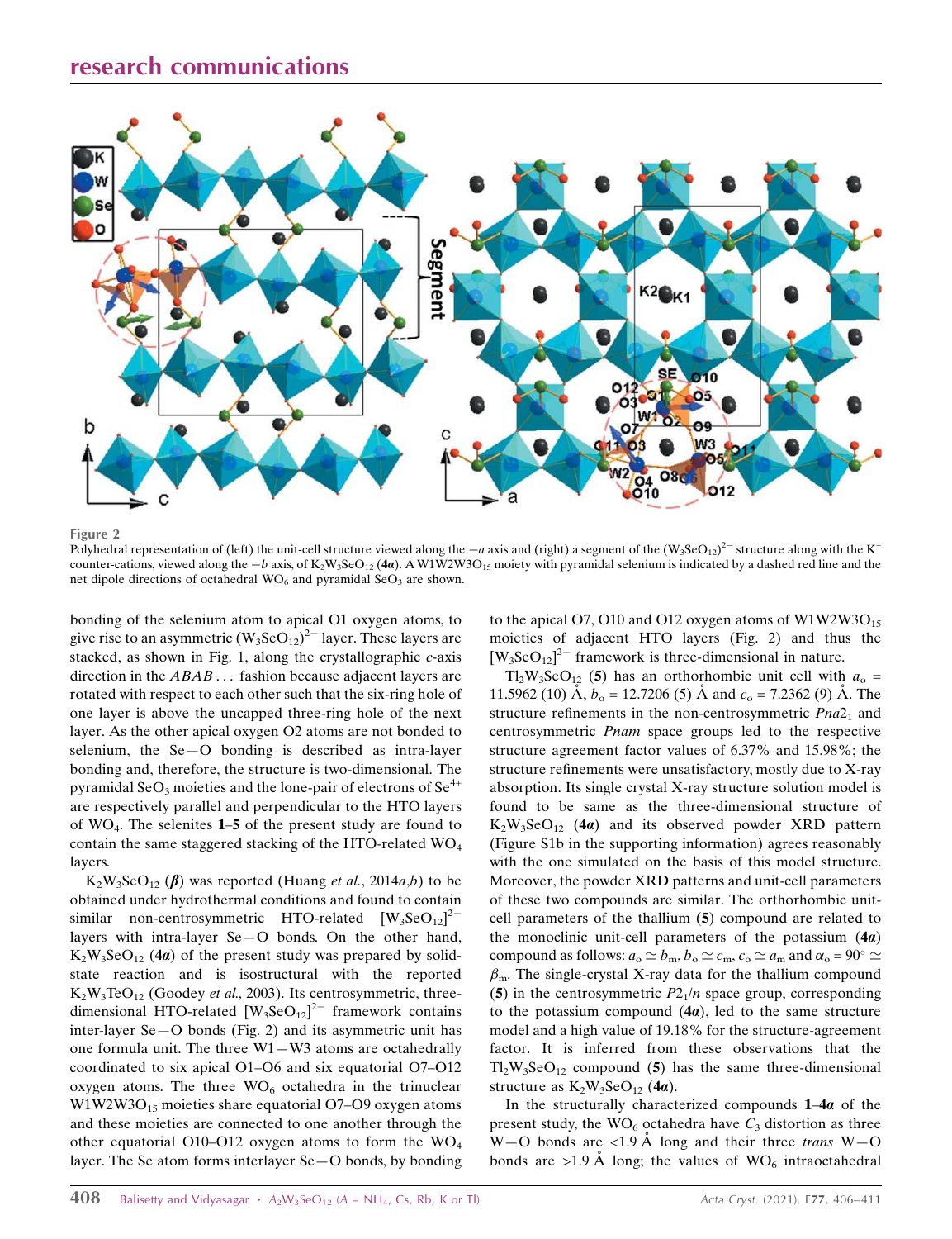Figure 2

Polyhedral representation of (left) the unit-cell structure viewed along the $-a$ axis and (right) a segment of the $(W_3SeO_{12})^{2-}$ structure along with the $K^+$ counter-cations, viewed along the $-b$ axis, of $K_2W_3SeO_{12}$ (**4*α***). A W1W2W3O$_{15}$ moiety with pyramidal selenium is indicated by a dashed red line and the net dipole directions of octahedral $WO_6$ and pyramidal $SeO_3$ are shown.

bonding of the selenium atom to apical O1 oxygen atoms, to give rise to an asymmetric $(W_3SeO_{12})^{2-}$ layer. These layers are stacked, as shown in Fig. 1, along the crystallographic $c$-axis direction in the *ABAB*... fashion because adjacent layers are rotated with respect to each other such that the six-ring hole of one layer is above the uncapped three-ring hole of the next layer. As the other apical oxygen O2 atoms are not bonded to selenium, the Se—O bonding is described as intra-layer bonding and, therefore, the structure is two-dimensional. The pyramidal $SeO_3$ moieties and the lone-pair of electrons of $Se^{4+}$ are respectively parallel and perpendicular to the HTO layers of $WO_4$. The selenites **1**–**5** of the present study are found to contain the same staggered stacking of the HTO-related $WO_4$ layers.

$K_2W_3SeO_{12}$ (***β***) was reported (Huang *et al.*, 2014*a*,*b*) to be obtained under hydrothermal conditions and found to contain similar non-centrosymmetric HTO-related $[W_3SeO_{12}]^{2-}$ layers with intra-layer Se—O bonds. On the other hand, $K_2W_3SeO_{12}$ (**4*α***) of the present study was prepared by solid-state reaction and is isostructural with the reported $K_2W_3TeO_{12}$ (Goodey *et al.*, 2003). Its centrosymmetric, three-dimensional HTO-related $[W_3SeO_{12}]^{2-}$ framework contains inter-layer Se—O bonds (Fig. 2) and its asymmetric unit has one formula unit. The three W1—W3 atoms are octahedrally coordinated to six apical O1–O6 and six equatorial O7–O12 oxygen atoms. The three $WO_6$ octahedra in the trinuclear W1W2W3O$_{15}$ moieties share equatorial O7–O9 oxygen atoms and these moieties are connected to one another through the other equatorial O10–O12 oxygen atoms to form the $WO_4$ layer. The Se atom forms interlayer Se—O bonds, by bonding to the apical O7, O10 and O12 oxygen atoms of W1W2W3O$_{15}$ moieties of adjacent HTO layers (Fig. 2) and thus the $[W_3SeO_{12}]^{2-}$ framework is three-dimensional in nature.

$Tl_2W_3SeO_{12}$ (**5**) has an orthorhombic unit cell with $a_o$ = 11.5962 (10) Å, $b_o$ = 12.7206 (5) Å and $c_o$ = 7.2362 (9) Å. The structure refinements in the non-centrosymmetric $Pna2_1$ and centrosymmetric $Pnam$ space groups led to the respective structure agreement factor values of 6.37% and 15.98%; the structure refinements were unsatisfactory, mostly due to X-ray absorption. Its single crystal X-ray structure solution model is found to be same as the three-dimensional structure of $K_2W_3SeO_{12}$ (**4*α***) and its observed powder XRD pattern (Figure S1b in the supporting information) agrees reasonably with the one simulated on the basis of this model structure. Moreover, the powder XRD patterns and unit-cell parameters of these two compounds are similar. The orthorhombic unit-cell parameters of the thallium (**5**) compound are related to the monoclinic unit-cell parameters of the potassium (**4*α***) compound as follows: $a_o \simeq b_m$, $b_o \simeq c_m$, $c_o \simeq a_m$ and $\alpha_o = 90^\circ \simeq \beta_m$. The single-crystal X-ray data for the thallium compound (**5**) in the centrosymmetric $P2_1/n$ space group, corresponding to the potassium compound (**4*α***), led to the same structure model and a high value of 19.18% for the structure-agreement factor. It is inferred from these observations that the $Tl_2W_3SeO_{12}$ compound (**5**) has the same three-dimensional structure as $K_2W_3SeO_{12}$ (**4*α***).

In the structurally characterized compounds **1**–**4*α*** of the present study, the $WO_6$ octahedra have $C_3$ distortion as three W—O bonds are <1.9 Å long and their three *trans* W—O bonds are >1.9 Å long; the values of $WO_6$ intraoctahedral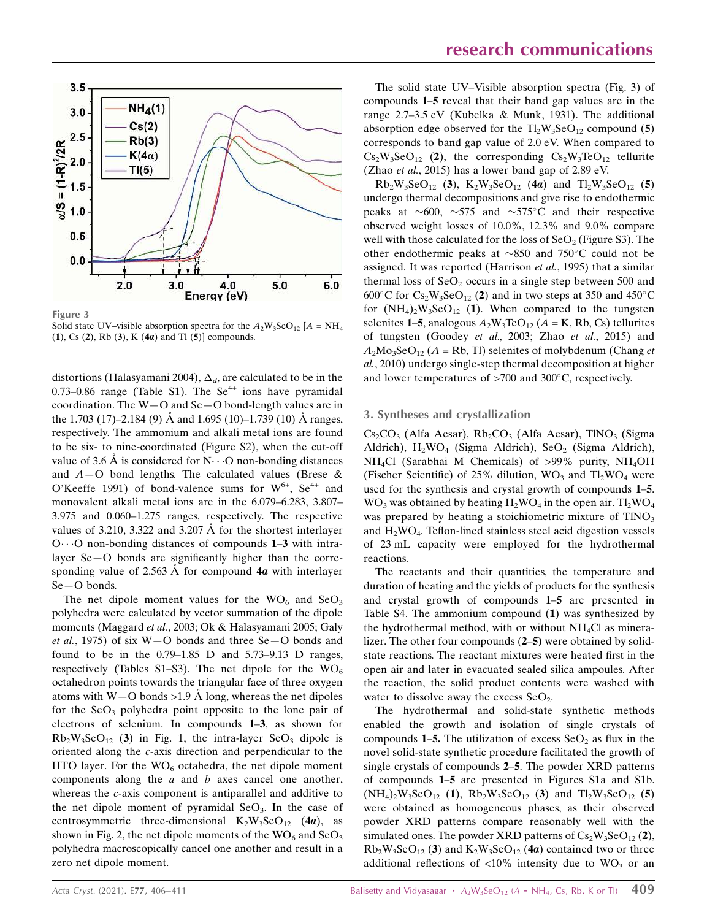Figure 3

Solid state UV–visible absorption spectra for the $A_2W_3SeO_{12}$ [$A$ = $NH_4$ (**1**), Cs (**2**), Rb (**3**), K (**4*α***) and Tl (**5**)] compounds.

distortions (Halasyamani 2004), $\Delta_d$, are calculated to be in the 0.73–0.86 range (Table S1). The $Se^{4+}$ ions have pyramidal coordination. The W—O and Se—O bond-length values are in the 1.703 (17)–2.184 (9) Å and 1.695 (10)–1.739 (10) Å ranges, respectively. The ammonium and alkali metal ions are found to be six- to nine-coordinated (Figure S2), when the cut-off value of 3.6 Å is considered for N$\cdots$O non-bonding distances and $A$—O bond lengths. The calculated values (Brese & O'Keeffe 1991) of bond-valence sums for $W^{6+}$, $Se^{4+}$ and monovalent alkali metal ions are in the 6.079–6.283, 3.807–3.975 and 0.060–1.275 ranges, respectively. The respective values of 3.210, 3.322 and 3.207 Å for the shortest interlayer O$\cdots$O non-bonding distances of compounds **1**–**3** with intra-layer Se—O bonds are significantly higher than the corresponding value of 2.563 Å for compound **4*α*** with interlayer Se—O bonds.

The net dipole moment values for the $WO_6$ and $SeO_3$ polyhedra were calculated by vector summation of the dipole moments (Maggard *et al.*, 2003; Ok & Halasyamani 2005; Galy *et al.*, 1975) of six W—O bonds and three Se—O bonds and found to be in the 0.79–1.85 D and 5.73–9.13 D ranges, respectively (Tables S1–S3). The net dipole for the $WO_6$ octahedron points towards the triangular face of three oxygen atoms with W—O bonds >1.9 Å long, whereas the net dipoles for the $SeO_3$ polyhedra point opposite to the lone pair of electrons of selenium. In compounds **1**–**3**, as shown for $Rb_2W_3SeO_{12}$ (**3**) in Fig. 1, the intra-layer $SeO_3$ dipole is oriented along the *c*-axis direction and perpendicular to the HTO layer. For the $WO_6$ octahedra, the net dipole moment components along the *a* and *b* axes cancel one another, whereas the *c*-axis component is antiparallel and additive to the net dipole moment of pyramidal $SeO_3$. In the case of centrosymmetric three-dimensional $K_2W_3SeO_{12}$ (**4*α***), as shown in Fig. 2, the net dipole moments of the $WO_6$ and $SeO_3$ polyhedra macroscopically cancel one another and result in a zero net dipole moment.

The solid state UV–Visible absorption spectra (Fig. 3) of compounds **1**–**5** reveal that their band gap values are in the range 2.7–3.5 eV (Kubelka & Munk, 1931). The additional absorption edge observed for the $Tl_2W_3SeO_{12}$ compound (**5**) corresponds to band gap value of 2.0 eV. When compared to $Cs_2W_3SeO_{12}$ (**2**), the corresponding $Cs_2W_3TeO_{12}$ tellurite (Zhao *et al.*, 2015) has a lower band gap of 2.89 eV.

$Rb_2W_3SeO_{12}$ (**3**), $K_2W_3SeO_{12}$ (**4*α***) and $Tl_2W_3SeO_{12}$ (**5**) undergo thermal decompositions and give rise to endothermic peaks at ~600, ~575 and ~575°C and their respective observed weight losses of 10.0%, 12.3% and 9.0% compare well with those calculated for the loss of $SeO_2$ (Figure S3). The other endothermic peaks at ~850 and 750°C could not be assigned. It was reported (Harrison *et al.*, 1995) that a similar thermal loss of $SeO_2$ occurs in a single step between 500 and 600°C for $Cs_2W_3SeO_{12}$ (**2**) and in two steps at 350 and 450°C for $(NH_4)_2W_3SeO_{12}$ (**1**). When compared to the tungsten selenites **1**–**5**, analogous $A_2W_3TeO_{12}$ ($A$ = K, Rb, Cs) tellurites of tungsten (Goodey *et al.*, 2003; Zhao *et al.*, 2015) and $A_2Mo_3SeO_{12}$ ($A$ = Rb, Tl) selenites of molybdenum (Chang *et al.*, 2010) undergo single-step thermal decomposition at higher and lower temperatures of >700 and 300°C, respectively.

## 3. Syntheses and crystallization

$Cs_2CO_3$ (Alfa Aesar), $Rb_2CO_3$ (Alfa Aesar), $TlNO_3$ (Sigma Aldrich), $H_2WO_4$ (Sigma Aldrich), $SeO_2$ (Sigma Aldrich), $NH_4Cl$ (Sarabhai M Chemicals) of >99% purity, $NH_4OH$ (Fischer Scientific) of 25% dilution, $WO_3$ and $Tl_2WO_4$ were used for the synthesis and crystal growth of compounds **1**–**5**. $WO_3$ was obtained by heating $H_2WO_4$ in the open air. $Tl_2WO_4$ was prepared by heating a stoichiometric mixture of $TlNO_3$ and $H_2WO_4$. Teflon-lined stainless steel acid digestion vessels of 23 mL capacity were employed for the hydrothermal reactions.

The reactants and their quantities, the temperature and duration of heating and the yields of products for the synthesis and crystal growth of compounds **1**–**5** are presented in Table S4. The ammonium compound (**1**) was synthesized by the hydrothermal method, with or without $NH_4Cl$ as mineralizer. The other four compounds (**2**–**5**) were obtained by solid-state reactions. The reactant mixtures were heated first in the open air and later in evacuated sealed silica ampoules. After the reaction, the solid product contents were washed with water to dissolve away the excess $SeO_2$.

The hydrothermal and solid-state synthetic methods enabled the growth and isolation of single crystals of compounds **1**–**5**. The utilization of excess $SeO_2$ as flux in the novel solid-state synthetic procedure facilitated the growth of single crystals of compounds **2**–**5**. The powder XRD patterns of compounds **1**–**5** are presented in Figures S1a and S1b. $(NH_4)_2W_3SeO_{12}$ (**1**), $Rb_2W_3SeO_{12}$ (**3**) and $Tl_2W_3SeO_{12}$ (**5**) were obtained as homogeneous phases, as their observed powder XRD patterns compare reasonably well with the simulated ones. The powder XRD patterns of $Cs_2W_3SeO_{12}$ (**2**), $Rb_2W_3SeO_{12}$ (**3**) and $K_2W_3SeO_{12}$ (**4*α***) contained two or three additional reflections of <10% intensity due to $WO_3$ or an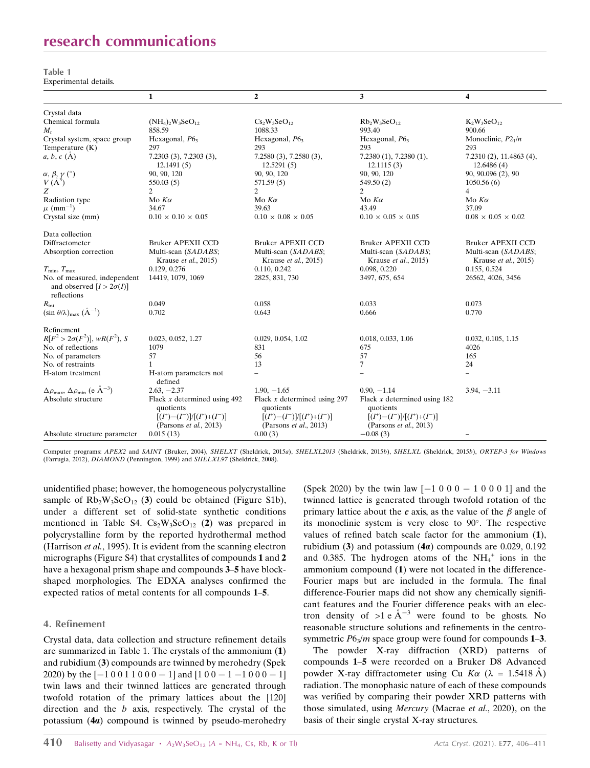**Table 1**
Experimental details.

| | **1** | **2** | **3** | **4** |
|---|---|---|---|---|
| Crystal data | | | | |
| Chemical formula | $(NH_4)_2W_3SeO_{12}$ | $Cs_2W_3SeO_{12}$ | $Rb_2W_3SeO_{12}$ | $K_2W_3SeO_{12}$ |
| $M_r$ | 858.59 | 1088.33 | 993.40 | 900.66 |
| Crystal system, space group | Hexagonal, $P6_3$ | Hexagonal, $P6_3$ | Hexagonal, $P6_3$ | Monoclinic, $P2_1/n$ |
| Temperature (K) | 297 | 293 | 293 | 293 |
| $a$, $b$, $c$ (Å) | 7.2303 (3), 7.2303 (3), 12.1491 (5) | 7.2580 (3), 7.2580 (3), 12.5291 (5) | 7.2380 (1), 7.2380 (1), 12.1115 (3) | 7.2310 (2), 11.4863 (4), 12.6486 (4) |
| $\alpha$, $\beta$, $\gamma$ (°) | 90, 90, 120 | 90, 90, 120 | 90, 90, 120 | 90, 90.096 (2), 90 |
| $V$ (Å$^3$) | 550.03 (5) | 571.59 (5) | 549.50 (2) | 1050.56 (6) |
| $Z$ | 2 | 2 | 2 | 4 |
| Radiation type | Mo $K\alpha$ | Mo $K\alpha$ | Mo $K\alpha$ | Mo $K\alpha$ |
| $\mu$ (mm$^{-1}$) | 34.67 | 39.63 | 43.49 | 37.09 |
| Crystal size (mm) | 0.10 × 0.10 × 0.05 | 0.10 × 0.08 × 0.05 | 0.10 × 0.05 × 0.05 | 0.08 × 0.05 × 0.02 |
| Data collection | | | | |
| Diffractometer | Bruker APEXII CCD | Bruker APEXII CCD | Bruker APEXII CCD | Bruker APEXII CCD |
| Absorption correction | Multi-scan (*SADABS*; Krause *et al.*, 2015) | Multi-scan (*SADABS*; Krause *et al.*, 2015) | Multi-scan (*SADABS*; Krause *et al.*, 2015) | Multi-scan (*SADABS*; Krause *et al.*, 2015) |
| $T_{min}$, $T_{max}$ | 0.129, 0.276 | 0.110, 0.242 | 0.098, 0.220 | 0.155, 0.524 |
| No. of measured, independent and observed [$I > 2\sigma(I)$] reflections | 14419, 1079, 1069 | 2825, 831, 730 | 3497, 675, 654 | 26562, 4026, 3456 |
| $R_{int}$ | 0.049 | 0.058 | 0.033 | 0.073 |
| $(\sin \theta/\lambda)_{max}$ (Å$^{-1}$) | 0.702 | 0.643 | 0.666 | 0.770 |
| Refinement | | | | |
| $R[F^2 > 2\sigma(F^2)]$, $wR(F^2)$, $S$ | 0.023, 0.052, 1.27 | 0.029, 0.054, 1.02 | 0.018, 0.033, 1.06 | 0.032, 0.105, 1.15 |
| No. of reflections | 1079 | 831 | 675 | 4026 |
| No. of parameters | 57 | 56 | 57 | 165 |
| No. of restraints | 1 | 13 | 7 | 24 |
| H-atom treatment | H-atom parameters not defined | – | – | – |
| $\Delta\rho_{max}$, $\Delta\rho_{min}$ (e Å$^{-3}$) | 2.63, −2.37 | 1.90, −1.65 | 0.90, −1.14 | 3.94, −3.11 |
| Absolute structure | Flack $x$ determined using 492 quotients $[(I^+)-(I^-)]/[(I^+)+(I^-)]$ (Parsons *et al.*, 2013) | Flack $x$ determined using 297 quotients $[(I^+)-(I^-)]/[(I^+)+(I^-)]$ (Parsons *et al.*, 2013) | Flack $x$ determined using 182 quotients $[(I^+)-(I^-)]/[(I^+)+(I^-)]$ (Parsons *et al.*, 2013) | |
| Absolute structure parameter | 0.015 (13) | 0.00 (3) | −0.08 (3) | – |

Computer programs: *APEX2* and *SAINT* (Bruker, 2004), *SHELXT* (Sheldrick, 2015*a*), *SHELXL2013* (Sheldrick, 2015*b*), *SHELXL* (Sheldrick, 2015*b*), *ORTEP-3 for Windows* (Farrugia, 2012), *DIAMOND* (Pennington, 1999) and *SHELXL97* (Sheldrick, 2008).

unidentified phase; however, the homogeneous polycrystalline sample of $Rb_2W_3SeO_{12}$ (**3**) could be obtained (Figure S1b), under a different set of solid-state synthetic conditions mentioned in Table S4. $Cs_2W_3SeO_{12}$ (**2**) was prepared in polycrystalline form by the reported hydrothermal method (Harrison *et al.*, 1995). It is evident from the scanning electron micrographs (Figure S4) that crystallites of compounds **1** and **2** have a hexagonal prism shape and compounds **3**–**5** have block-shaped morphologies. The EDXA analyses confirmed the expected ratios of metal contents for all compounds **1**–**5**.

## 4. Refinement

Crystal data, data collection and structure refinement details are summarized in Table 1. The crystals of the ammonium (**1**) and rubidium (**3**) compounds are twinned by merohedry (Spek 2020) by the [−1 0 0 1 1 0 0 0 − 1] and [1 0 0 − 1 −1 0 0 0 − 1] twin laws and their twinned lattices are generated through twofold rotation of the primary lattices about the [120] direction and the $b$ axis, respectively. The crystal of the potassium (**4*a***) compound is twinned by pseudo-merohedry (Spek 2020) by the twin law [−1 0 0 0 − 1 0 0 0 1] and the twinned lattice is generated through twofold rotation of the primary lattice about the ***c*** axis, as the value of the $\beta$ angle of its monoclinic system is very close to 90°. The respective values of refined batch scale factor for the ammonium (**1**), rubidium (**3**) and potassium (**4*a***) compounds are 0.029, 0.192 and 0.385. The hydrogen atoms of the $NH_4^+$ ions in the ammonium compound (**1**) were not located in the difference-Fourier maps but are included in the formula. The final difference-Fourier maps did not show any chemically significant features and the Fourier difference peaks with an electron density of >1 e Å$^{-3}$ were found to be ghosts. No reasonable structure solutions and refinements in the centrosymmetric $P6_3/m$ space group were found for compounds **1**–**3**.

The powder X-ray diffraction (XRD) patterns of compounds **1**–**5** were recorded on a Bruker D8 Advanced powder X-ray diffractometer using Cu $K\alpha$ ($\lambda$ = 1.5418 Å) radiation. The monophasic nature of each of these compounds was verified by comparing their powder XRD patterns with those simulated, using *Mercury* (Macrae *et al.*, 2020), on the basis of their single crystal X-ray structures.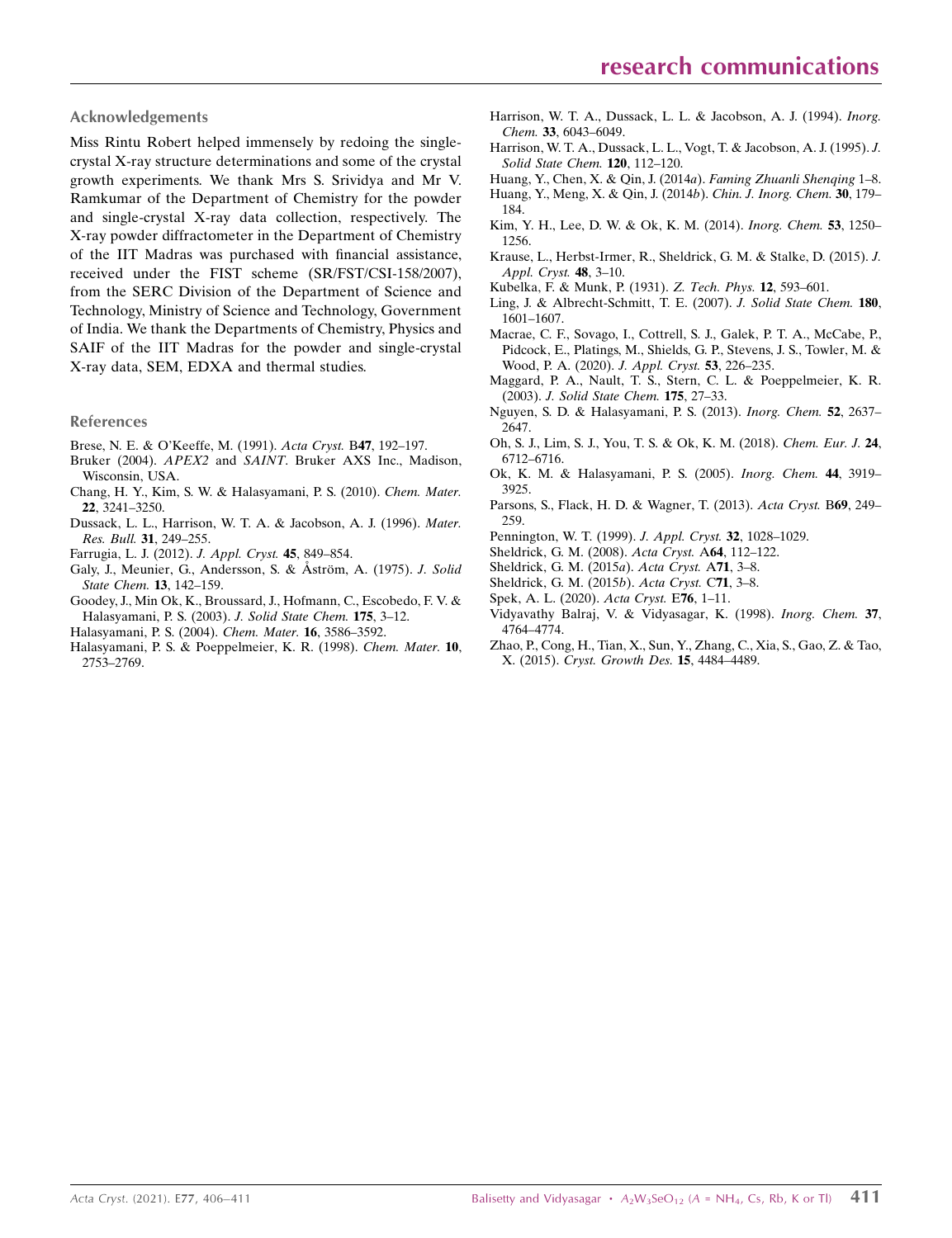## Acknowledgements

Miss Rintu Robert helped immensely by redoing the single-crystal X-ray structure determinations and some of the crystal growth experiments. We thank Mrs S. Srividya and Mr V. Ramkumar of the Department of Chemistry for the powder and single-crystal X-ray data collection, respectively. The X-ray powder diffractometer in the Department of Chemistry of the IIT Madras was purchased with financial assistance, received under the FIST scheme (SR/FST/CSI-158/2007), from the SERC Division of the Department of Science and Technology, Ministry of Science and Technology, Government of India. We thank the Departments of Chemistry, Physics and SAIF of the IIT Madras for the powder and single-crystal X-ray data, SEM, EDXA and thermal studies.

## References

Brese, N. E. & O'Keeffe, M. (1991). *Acta Cryst.* B**47**, 192–197.
Bruker (2004). *APEX2* and *SAINT*. Bruker AXS Inc., Madison, Wisconsin, USA.
Chang, H. Y., Kim, S. W. & Halasyamani, P. S. (2010). *Chem. Mater.* **22**, 3241–3250.
Dussack, L. L., Harrison, W. T. A. & Jacobson, A. J. (1996). *Mater. Res. Bull.* **31**, 249–255.
Farrugia, L. J. (2012). *J. Appl. Cryst.* **45**, 849–854.
Galy, J., Meunier, G., Andersson, S. & Åström, A. (1975). *J. Solid State Chem.* **13**, 142–159.
Goodey, J., Min Ok, K., Broussard, J., Hofmann, C., Escobedo, F. V. & Halasyamani, P. S. (2003). *J. Solid State Chem.* **175**, 3–12.
Halasyamani, P. S. (2004). *Chem. Mater.* **16**, 3586–3592.
Halasyamani, P. S. & Poeppelmeier, K. R. (1998). *Chem. Mater.* **10**, 2753–2769.
Harrison, W. T. A., Dussack, L. L. & Jacobson, A. J. (1994). *Inorg. Chem.* **33**, 6043–6049.
Harrison, W. T. A., Dussack, L. L., Vogt, T. & Jacobson, A. J. (1995). *J. Solid State Chem.* **120**, 112–120.
Huang, Y., Chen, X. & Qin, J. (2014*a*). *Faming Zhuanli Shenqing* 1–8.
Huang, Y., Meng, X. & Qin, J. (2014*b*). *Chin. J. Inorg. Chem.* **30**, 179–184.
Kim, Y. H., Lee, D. W. & Ok, K. M. (2014). *Inorg. Chem.* **53**, 1250–1256.
Krause, L., Herbst-Irmer, R., Sheldrick, G. M. & Stalke, D. (2015). *J. Appl. Cryst.* **48**, 3–10.
Kubelka, F. & Munk, P. (1931). *Z. Tech. Phys.* **12**, 593–601.
Ling, J. & Albrecht-Schmitt, T. E. (2007). *J. Solid State Chem.* **180**, 1601–1607.
Macrae, C. F., Sovago, I., Cottrell, S. J., Galek, P. T. A., McCabe, P., Pidcock, E., Platings, M., Shields, G. P., Stevens, J. S., Towler, M. & Wood, P. A. (2020). *J. Appl. Cryst.* **53**, 226–235.
Maggard, P. A., Nault, T. S., Stern, C. L. & Poeppelmeier, K. R. (2003). *J. Solid State Chem.* **175**, 27–33.
Nguyen, S. D. & Halasyamani, P. S. (2013). *Inorg. Chem.* **52**, 2637–2647.
Oh, S. J., Lim, S. J., You, T. S. & Ok, K. M. (2018). *Chem. Eur. J.* **24**, 6712–6716.
Ok, K. M. & Halasyamani, P. S. (2005). *Inorg. Chem.* **44**, 3919–3925.
Parsons, S., Flack, H. D. & Wagner, T. (2013). *Acta Cryst.* B**69**, 249–259.
Pennington, W. T. (1999). *J. Appl. Cryst.* **32**, 1028–1029.
Sheldrick, G. M. (2008). *Acta Cryst.* A**64**, 112–122.
Sheldrick, G. M. (2015*a*). *Acta Cryst.* A**71**, 3–8.
Sheldrick, G. M. (2015*b*). *Acta Cryst.* C**71**, 3–8.
Spek, A. L. (2020). *Acta Cryst.* E**76**, 1–11.
Vidyavathy Balraj, V. & Vidyasagar, K. (1998). *Inorg. Chem.* **37**, 4764–4774.
Zhao, P., Cong, H., Tian, X., Sun, Y., Zhang, C., Xia, S., Gao, Z. & Tao, X. (2015). *Cryst. Growth Des.* **15**, 4484–4489.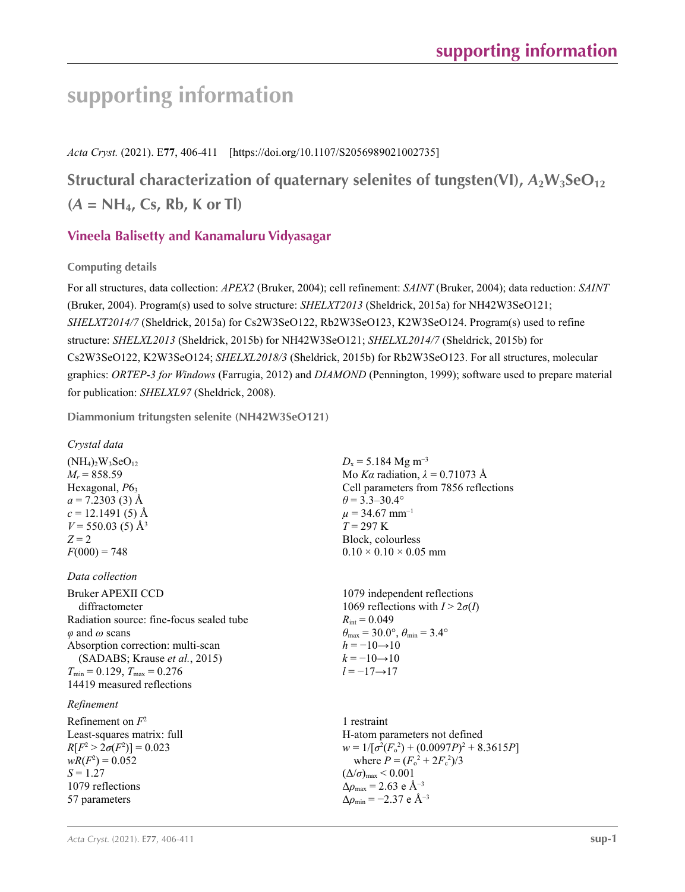# supporting information

*Acta Cryst.* (2021). E**77**, 406-411    [https://doi.org/10.1107/S2056989021002735]

## Structural characterization of quaternary selenites of tungsten(VI), $A_2W_3SeO_{12}$ ($A$ = $NH_4$, Cs, Rb, K or Tl)

### Vineela Balisetty and Kanamaluru Vidyasagar

#### Computing details

For all structures, data collection: *APEX2* (Bruker, 2004); cell refinement: *SAINT* (Bruker, 2004); data reduction: *SAINT* (Bruker, 2004). Program(s) used to solve structure: *SHELXT2013* (Sheldrick, 2015a) for NH42W3SeO121; *SHELXT2014/7* (Sheldrick, 2015a) for Cs2W3SeO122, Rb2W3SeO123, K2W3SeO124. Program(s) used to refine structure: *SHELXL2013* (Sheldrick, 2015b) for NH42W3SeO121; *SHELXL2014/7* (Sheldrick, 2015b) for Cs2W3SeO122, K2W3SeO124; *SHELXL2018/3* (Sheldrick, 2015b) for Rb2W3SeO123. For all structures, molecular graphics: *ORTEP-3 for Windows* (Farrugia, 2012) and *DIAMOND* (Pennington, 1999); software used to prepare material for publication: *SHELXL97* (Sheldrick, 2008).

#### Diammonium tritungsten selenite (NH42W3SeO121)

*Crystal data*

$(NH_4)_2W_3SeO_{12}$
$M_r$ = 858.59
Hexagonal, $P6_3$
$a$ = 7.2303 (3) Å
$c$ = 12.1491 (5) Å
$V$ = 550.03 (5) Å$^3$
$Z$ = 2
$F$(000) = 748
$D_x$ = 5.184 Mg m$^{-3}$
Mo $K\alpha$ radiation, $\lambda$ = 0.71073 Å
Cell parameters from 7856 reflections
$\theta$ = 3.3–30.4°
$\mu$ = 34.67 mm$^{-1}$
$T$ = 297 K
Block, colourless
0.10 × 0.10 × 0.05 mm

*Data collection*

Bruker APEXII CCD diffractometer
Radiation source: fine-focus sealed tube
$\varphi$ and $\omega$ scans
Absorption correction: multi-scan (SADABS; Krause *et al.*, 2015)
$T_{min}$ = 0.129, $T_{max}$ = 0.276
14419 measured reflections
1079 independent reflections
1069 reflections with $I > 2\sigma(I)$
$R_{int}$ = 0.049
$\theta_{max}$ = 30.0°, $\theta_{min}$ = 3.4°
$h$ = −10→10
$k$ = −10→10
$l$ = −17→17

*Refinement*

Refinement on $F^2$
Least-squares matrix: full
$R[F^2 > 2\sigma(F^2)]$ = 0.023
$wR(F^2)$ = 0.052
$S$ = 1.27
1079 reflections
57 parameters
1 restraint
H-atom parameters not defined
$w = 1/[\sigma^2(F_o^2) + (0.0097P)^2 + 8.3615P]$ where $P = (F_o^2 + 2F_c^2)/3$
$(\Delta/\sigma)_{max}$ < 0.001
$\Delta\rho_{max}$ = 2.63 e Å$^{-3}$
$\Delta\rho_{min}$ = −2.37 e Å$^{-3}$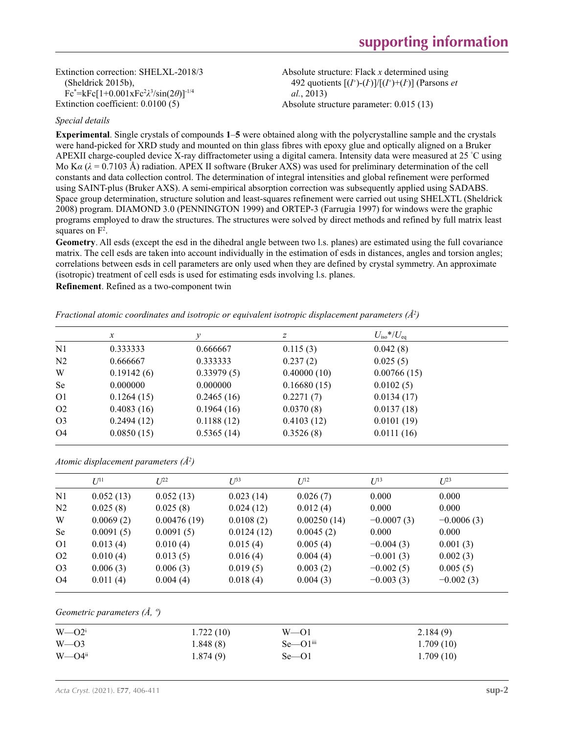Extinction correction: SHELXL-2018/3 (Sheldrick 2015b), $Fc^*=kFc[1+0.001xFc^2\lambda^3/\sin(2\theta)]^{-1/4}$

Extinction coefficient: 0.0100 (5)

Absolute structure: Flack $x$ determined using 492 quotients $[(I^+)-(I^-)]/[(I^+)+(I^-)]$ (Parsons *et al.*, 2013)

Absolute structure parameter: 0.015 (13)

*Special details*

**Experimental**. Single crystals of compounds **1**–**5** were obtained along with the polycrystalline sample and the crystals were hand-picked for XRD study and mounted on thin glass fibres with epoxy glue and optically aligned on a Bruker APEXII charge-coupled device X-ray diffractometer using a digital camera. Intensity data were measured at 25 °C using Mo K$\alpha$ ($\lambda$ = 0.7103 Å) radiation. APEX II software (Bruker AXS) was used for preliminary determination of the cell constants and data collection control. The determination of integral intensities and global refinement were performed using SAINT-plus (Bruker AXS). A semi-empirical absorption correction was subsequently applied using SADABS. Space group determination, structure solution and least-squares refinement were carried out using SHELXTL (Sheldrick 2008) program. DIAMOND 3.0 (PENNINGTON 1999) and ORTEP-3 (Farrugia 1997) for windows were the graphic programs employed to draw the structures. The structures were solved by direct methods and refined by full matrix least squares on $F^2$.

**Geometry**. All esds (except the esd in the dihedral angle between two l.s. planes) are estimated using the full covariance matrix. The cell esds are taken into account individually in the estimation of esds in distances, angles and torsion angles; correlations between esds in cell parameters are only used when they are defined by crystal symmetry. An approximate (isotropic) treatment of cell esds is used for estimating esds involving l.s. planes.

**Refinement**. Refined as a two-component twin

*Fractional atomic coordinates and isotropic or equivalent isotropic displacement parameters (Å²)*

| | $x$ | $y$ | $z$ | $U_{iso}$\*/$U_{eq}$ |
|---|---|---|---|---|
| N1 | 0.333333 | 0.666667 | 0.115 (3) | 0.042 (8) |
| N2 | 0.666667 | 0.333333 | 0.237 (2) | 0.025 (5) |
| W | 0.19142 (6) | 0.33979 (5) | 0.40000 (10) | 0.00766 (15) |
| Se | 0.000000 | 0.000000 | 0.16680 (15) | 0.0102 (5) |
| O1 | 0.1264 (15) | 0.2465 (16) | 0.2271 (7) | 0.0134 (17) |
| O2 | 0.4083 (16) | 0.1964 (16) | 0.0370 (8) | 0.0137 (18) |
| O3 | 0.2494 (12) | 0.1188 (12) | 0.4103 (12) | 0.0101 (19) |
| O4 | 0.0850 (15) | 0.5365 (14) | 0.3526 (8) | 0.0111 (16) |

*Atomic displacement parameters (Å²)*

| | $U^{11}$ | $U^{22}$ | $U^{33}$ | $U^{12}$ | $U^{13}$ | $U^{23}$ |
|---|---|---|---|---|---|---|
| N1 | 0.052 (13) | 0.052 (13) | 0.023 (14) | 0.026 (7) | 0.000 | 0.000 |
| N2 | 0.025 (8) | 0.025 (8) | 0.024 (12) | 0.012 (4) | 0.000 | 0.000 |
| W | 0.0069 (2) | 0.00476 (19) | 0.0108 (2) | 0.00250 (14) | −0.0007 (3) | −0.0006 (3) |
| Se | 0.0091 (5) | 0.0091 (5) | 0.0124 (12) | 0.0045 (2) | 0.000 | 0.000 |
| O1 | 0.013 (4) | 0.010 (4) | 0.015 (4) | 0.005 (4) | −0.004 (3) | 0.001 (3) |
| O2 | 0.010 (4) | 0.013 (5) | 0.016 (4) | 0.004 (4) | −0.001 (3) | 0.002 (3) |
| O3 | 0.006 (3) | 0.006 (3) | 0.019 (5) | 0.003 (2) | −0.002 (5) | 0.005 (5) |
| O4 | 0.011 (4) | 0.004 (4) | 0.018 (4) | 0.004 (3) | −0.003 (3) | −0.002 (3) |

*Geometric parameters (Å, º)*

| | | | |
|---|---|---|---|
| W—O2$^{i}$ | 1.722 (10) | W—O1 | 2.184 (9) |
| W—O3 | 1.848 (8) | Se—O1$^{iii}$ | 1.709 (10) |
| W—O4$^{ii}$ | 1.874 (9) | Se—O1 | 1.709 (10) |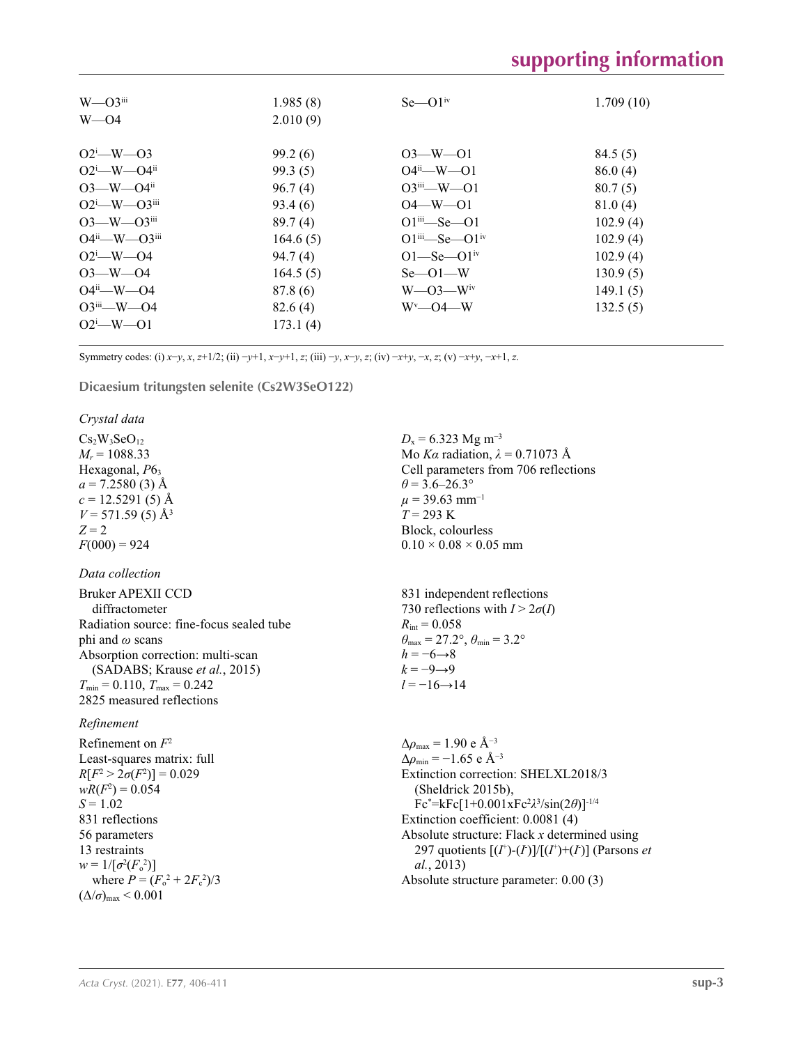| | | | |
|---|---|---|---|
| W—O3[iii] | 1.985 (8) | Se—O1[iv] | 1.709 (10) |
| W—O4 | 2.010 (9) | | |
| | | | |
| O2[i]—W—O3 | 99.2 (6) | O3—W—O1 | 84.5 (5) |
| O2[i]—W—O4[ii] | 99.3 (5) | O4[ii]—W—O1 | 86.0 (4) |
| O3—W—O4[ii] | 96.7 (4) | O3[iii]—W—O1 | 80.7 (5) |
| O2[i]—W—O3[iii] | 93.4 (6) | O4—W—O1 | 81.0 (4) |
| O3—W—O3[iii] | 89.7 (4) | O1[iii]—Se—O1 | 102.9 (4) |
| O4[ii]—W—O3[iii] | 164.6 (5) | O1[iii]—Se—O1[iv] | 102.9 (4) |
| O2[i]—W—O4 | 94.7 (4) | O1—Se—O1[iv] | 102.9 (4) |
| O3—W—O4 | 164.5 (5) | Se—O1—W | 130.9 (5) |
| O4[ii]—W—O4 | 87.8 (6) | W—O3—W[iv] | 149.1 (5) |
| O3[iii]—W—O4 | 82.6 (4) | W[v]—O4—W | 132.5 (5) |
| O2[i]—W—O1 | 173.1 (4) | | |

Symmetry codes: (i) $x-y, x, z+1/2$; (ii) $-y+1, x-y+1, z$; (iii) $-y, x-y, z$; (iv) $-x+y, -x, z$; (v) $-x+y, -x+1, z$.

## Dicaesium tritungsten selenite (Cs2W3SeO122)

### Crystal data

$Cs_2W_3SeO_{12}$
$M_r = 1088.33$
Hexagonal, $P6_3$
$a = 7.2580$ (3) Å
$c = 12.5291$ (5) Å
$V = 571.59$ (5) Å$^3$
$Z = 2$
$F(000) = 924$

$D_x = 6.323$ Mg m$^{-3}$
Mo $K\alpha$ radiation, $\lambda = 0.71073$ Å
Cell parameters from 706 reflections
$\theta = 3.6$–$26.3°$
$\mu = 39.63$ mm$^{-1}$
$T = 293$ K
Block, colourless
0.10 × 0.08 × 0.05 mm

### Data collection

Bruker APEXII CCD diffractometer
Radiation source: fine-focus sealed tube
phi and $\omega$ scans
Absorption correction: multi-scan (SADABS; Krause *et al.*, 2015)
$T_{min} = 0.110$, $T_{max} = 0.242$
2825 measured reflections

831 independent reflections
730 reflections with $I > 2\sigma(I)$
$R_{int} = 0.058$
$\theta_{max} = 27.2°$, $\theta_{min} = 3.2°$
$h = -6 \rightarrow 8$
$k = -9 \rightarrow 9$
$l = -16 \rightarrow 14$

### Refinement

Refinement on $F^2$
Least-squares matrix: full
$R[F^2 > 2\sigma(F^2)] = 0.029$
$wR(F^2) = 0.054$
$S = 1.02$
831 reflections
56 parameters
13 restraints
$w = 1/[\sigma^2(F_o^2)]$
where $P = (F_o^2 + 2F_c^2)/3$
$(\Delta/\sigma)_{max} < 0.001$

$\Delta\rho_{max} = 1.90$ e Å$^{-3}$
$\Delta\rho_{min} = -1.65$ e Å$^{-3}$
Extinction correction: SHELXL2018/3 (Sheldrick 2015b), $Fc^* = kFc[1+0.001xFc^2\lambda^3/\sin(2\theta)]^{-1/4}$
Extinction coefficient: 0.0081 (4)
Absolute structure: Flack $x$ determined using 297 quotients $[(I^+)-(I^-)]/[(I^+)+(I^-)]$ (Parsons *et al.*, 2013)
Absolute structure parameter: 0.00 (3)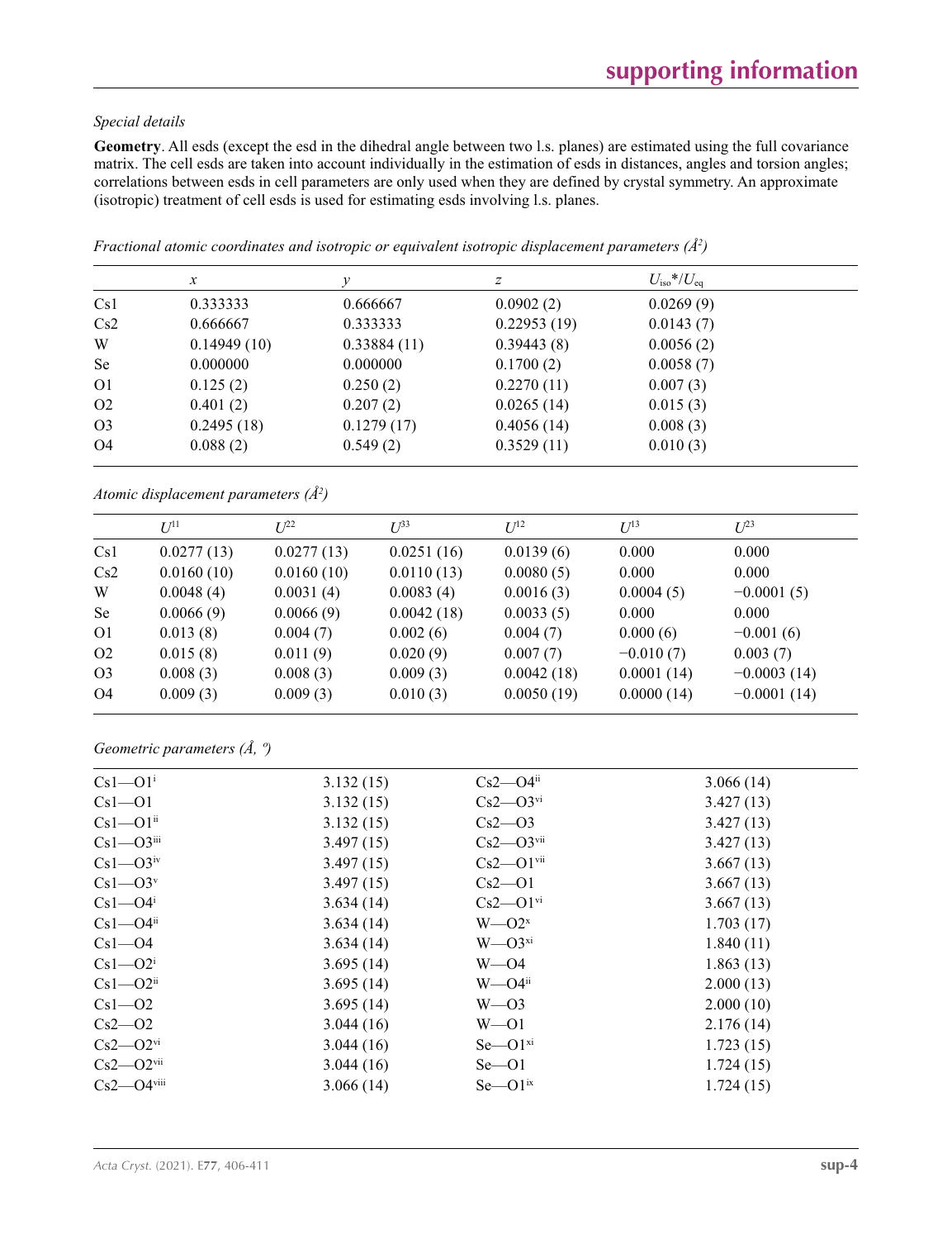*Special details*

**Geometry**. All esds (except the esd in the dihedral angle between two l.s. planes) are estimated using the full covariance matrix. The cell esds are taken into account individually in the estimation of esds in distances, angles and torsion angles; correlations between esds in cell parameters are only used when they are defined by crystal symmetry. An approximate (isotropic) treatment of cell esds is used for estimating esds involving l.s. planes.

*Fractional atomic coordinates and isotropic or equivalent isotropic displacement parameters ($Å^2$)*

| | $x$ | $y$ | $z$ | $U_{iso}$*/$U_{eq}$ |
|---|---|---|---|---|
| Cs1 | 0.333333 | 0.666667 | 0.0902 (2) | 0.0269 (9) |
| Cs2 | 0.666667 | 0.333333 | 0.22953 (19) | 0.0143 (7) |
| W | 0.14949 (10) | 0.33884 (11) | 0.39443 (8) | 0.0056 (2) |
| Se | 0.000000 | 0.000000 | 0.1700 (2) | 0.0058 (7) |
| O1 | 0.125 (2) | 0.250 (2) | 0.2270 (11) | 0.007 (3) |
| O2 | 0.401 (2) | 0.207 (2) | 0.0265 (14) | 0.015 (3) |
| O3 | 0.2495 (18) | 0.1279 (17) | 0.4056 (14) | 0.008 (3) |
| O4 | 0.088 (2) | 0.549 (2) | 0.3529 (11) | 0.010 (3) |

*Atomic displacement parameters ($Å^2$)*

| | $U^{11}$ | $U^{22}$ | $U^{33}$ | $U^{12}$ | $U^{13}$ | $U^{23}$ |
|---|---|---|---|---|---|---|
| Cs1 | 0.0277 (13) | 0.0277 (13) | 0.0251 (16) | 0.0139 (6) | 0.000 | 0.000 |
| Cs2 | 0.0160 (10) | 0.0160 (10) | 0.0110 (13) | 0.0080 (5) | 0.000 | 0.000 |
| W | 0.0048 (4) | 0.0031 (4) | 0.0083 (4) | 0.0016 (3) | 0.0004 (5) | −0.0001 (5) |
| Se | 0.0066 (9) | 0.0066 (9) | 0.0042 (18) | 0.0033 (5) | 0.000 | 0.000 |
| O1 | 0.013 (8) | 0.004 (7) | 0.002 (6) | 0.004 (7) | 0.000 (6) | −0.001 (6) |
| O2 | 0.015 (8) | 0.011 (9) | 0.020 (9) | 0.007 (7) | −0.010 (7) | 0.003 (7) |
| O3 | 0.008 (3) | 0.008 (3) | 0.009 (3) | 0.0042 (18) | 0.0001 (14) | −0.0003 (14) |
| O4 | 0.009 (3) | 0.009 (3) | 0.010 (3) | 0.0050 (19) | 0.0000 (14) | −0.0001 (14) |

*Geometric parameters (Å, º)*

| | | | |
|---|---|---|---|
| Cs1—O1$^{i}$ | 3.132 (15) | Cs2—O4$^{ii}$ | 3.066 (14) |
| Cs1—O1 | 3.132 (15) | Cs2—O3$^{vi}$ | 3.427 (13) |
| Cs1—O1$^{ii}$ | 3.132 (15) | Cs2—O3 | 3.427 (13) |
| Cs1—O3$^{iii}$ | 3.497 (15) | Cs2—O3$^{vii}$ | 3.427 (13) |
| Cs1—O3$^{iv}$ | 3.497 (15) | Cs2—O1$^{vii}$ | 3.667 (13) |
| Cs1—O3$^{v}$ | 3.497 (15) | Cs2—O1 | 3.667 (13) |
| Cs1—O4$^{i}$ | 3.634 (14) | Cs2—O1$^{vi}$ | 3.667 (13) |
| Cs1—O4$^{ii}$ | 3.634 (14) | W—O2$^{x}$ | 1.703 (17) |
| Cs1—O4 | 3.634 (14) | W—O3$^{xi}$ | 1.840 (11) |
| Cs1—O2$^{i}$ | 3.695 (14) | W—O4 | 1.863 (13) |
| Cs1—O2$^{ii}$ | 3.695 (14) | W—O4$^{ii}$ | 2.000 (13) |
| Cs1—O2 | 3.695 (14) | W—O3 | 2.000 (10) |
| Cs2—O2 | 3.044 (16) | W—O1 | 2.176 (14) |
| Cs2—O2$^{vi}$ | 3.044 (16) | Se—O1$^{xi}$ | 1.723 (15) |
| Cs2—O2$^{vii}$ | 3.044 (16) | Se—O1 | 1.724 (15) |
| Cs2—O4$^{viii}$ | 3.066 (14) | Se—O1$^{ix}$ | 1.724 (15) |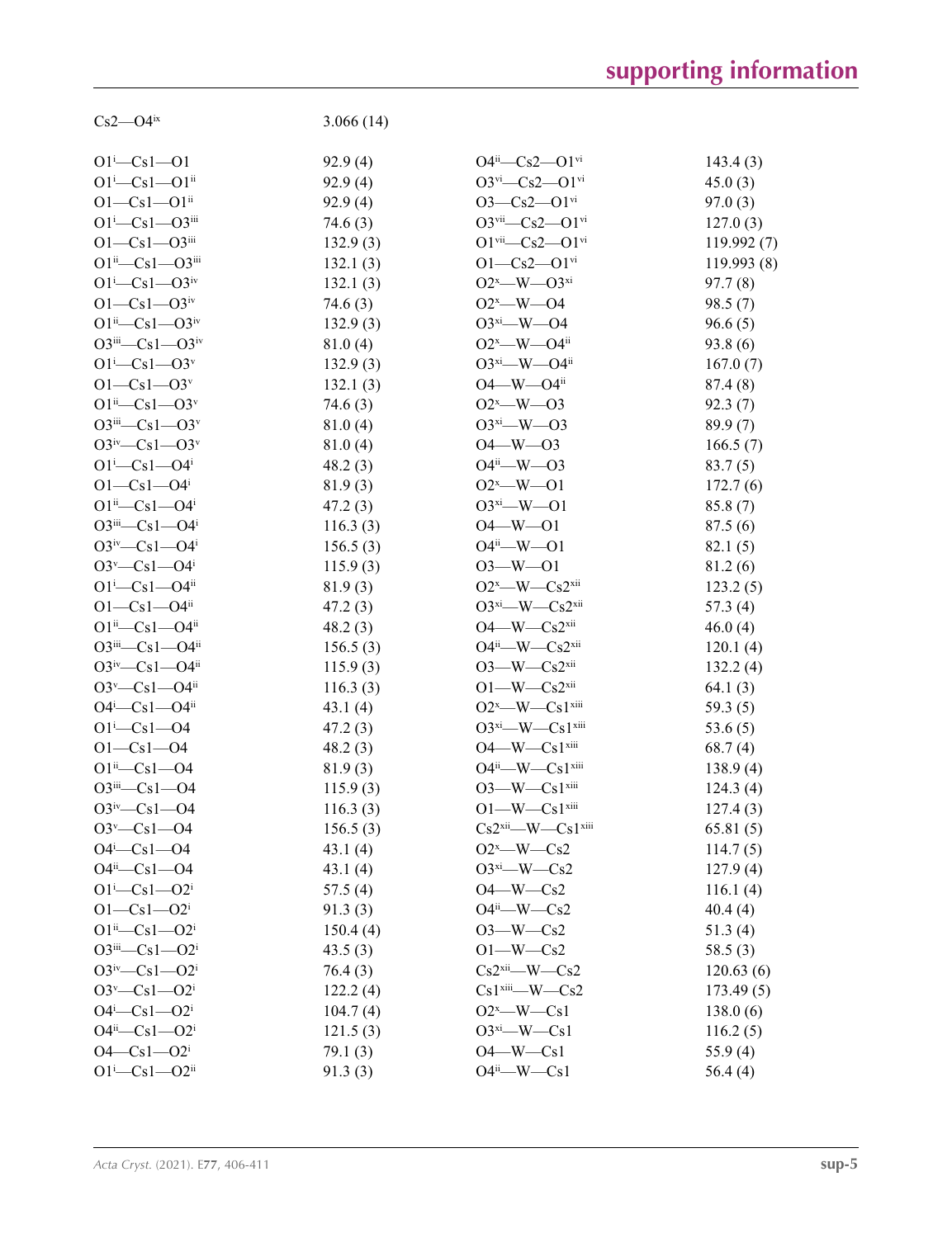| | |
|---|---|
| Cs2—O4$^{ix}$ | 3.066 (14) |

| | | | |
|---|---|---|---|
| O1$^{i}$—Cs1—O1 | 92.9 (4) | O4$^{ii}$—Cs2—O1$^{vi}$ | 143.4 (3) |
| O1$^{i}$—Cs1—O1$^{ii}$ | 92.9 (4) | O3$^{vi}$—Cs2—O1$^{vi}$ | 45.0 (3) |
| O1—Cs1—O1$^{ii}$ | 92.9 (4) | O3—Cs2—O1$^{vi}$ | 97.0 (3) |
| O1$^{i}$—Cs1—O3$^{iii}$ | 74.6 (3) | O3$^{vii}$—Cs2—O1$^{vi}$ | 127.0 (3) |
| O1—Cs1—O3$^{iii}$ | 132.9 (3) | O1$^{vii}$—Cs2—O1$^{vi}$ | 119.992 (7) |
| O1$^{ii}$—Cs1—O3$^{iii}$ | 132.1 (3) | O1—Cs2—O1$^{vi}$ | 119.993 (8) |
| O1$^{i}$—Cs1—O3$^{iv}$ | 132.1 (3) | O2$^{x}$—W—O3$^{xi}$ | 97.7 (8) |
| O1—Cs1—O3$^{iv}$ | 74.6 (3) | O2$^{x}$—W—O4 | 98.5 (7) |
| O1$^{ii}$—Cs1—O3$^{iv}$ | 132.9 (3) | O3$^{xi}$—W—O4 | 96.6 (5) |
| O3$^{iii}$—Cs1—O3$^{iv}$ | 81.0 (4) | O2$^{x}$—W—O4$^{ii}$ | 93.8 (6) |
| O1$^{i}$—Cs1—O3$^{v}$ | 132.9 (3) | O3$^{xi}$—W—O4$^{ii}$ | 167.0 (7) |
| O1—Cs1—O3$^{v}$ | 132.1 (3) | O4—W—O4$^{ii}$ | 87.4 (8) |
| O1$^{ii}$—Cs1—O3$^{v}$ | 74.6 (3) | O2$^{x}$—W—O3 | 92.3 (7) |
| O3$^{iii}$—Cs1—O3$^{v}$ | 81.0 (4) | O3$^{xi}$—W—O3 | 89.9 (7) |
| O3$^{iv}$—Cs1—O3$^{v}$ | 81.0 (4) | O4—W—O3 | 166.5 (7) |
| O1$^{i}$—Cs1—O4$^{i}$ | 48.2 (3) | O4$^{ii}$—W—O3 | 83.7 (5) |
| O1—Cs1—O4$^{i}$ | 81.9 (3) | O2$^{x}$—W—O1 | 172.7 (6) |
| O1$^{ii}$—Cs1—O4$^{i}$ | 47.2 (3) | O3$^{xi}$—W—O1 | 85.8 (7) |
| O3$^{iii}$—Cs1—O4$^{i}$ | 116.3 (3) | O4—W—O1 | 87.5 (6) |
| O3$^{iv}$—Cs1—O4$^{i}$ | 156.5 (3) | O4$^{ii}$—W—O1 | 82.1 (5) |
| O3$^{v}$—Cs1—O4$^{i}$ | 115.9 (3) | O3—W—O1 | 81.2 (6) |
| O1$^{i}$—Cs1—O4$^{ii}$ | 81.9 (3) | O2$^{x}$—W—Cs2$^{xii}$ | 123.2 (5) |
| O1—Cs1—O4$^{ii}$ | 47.2 (3) | O3$^{xi}$—W—Cs2$^{xii}$ | 57.3 (4) |
| O1$^{ii}$—Cs1—O4$^{ii}$ | 48.2 (3) | O4—W—Cs2$^{xii}$ | 46.0 (4) |
| O3$^{iii}$—Cs1—O4$^{ii}$ | 156.5 (3) | O4$^{ii}$—W—Cs2$^{xii}$ | 120.1 (4) |
| O3$^{iv}$—Cs1—O4$^{ii}$ | 115.9 (3) | O3—W—Cs2$^{xii}$ | 132.2 (4) |
| O3$^{v}$—Cs1—O4$^{ii}$ | 116.3 (3) | O1—W—Cs2$^{xii}$ | 64.1 (3) |
| O4$^{i}$—Cs1—O4$^{ii}$ | 43.1 (4) | O2$^{x}$—W—Cs1$^{xiii}$ | 59.3 (5) |
| O1$^{i}$—Cs1—O4 | 47.2 (3) | O3$^{xi}$—W—Cs1$^{xiii}$ | 53.6 (5) |
| O1—Cs1—O4 | 48.2 (3) | O4—W—Cs1$^{xiii}$ | 68.7 (4) |
| O1$^{ii}$—Cs1—O4 | 81.9 (3) | O4$^{ii}$—W—Cs1$^{xiii}$ | 138.9 (4) |
| O3$^{iii}$—Cs1—O4 | 115.9 (3) | O3—W—Cs1$^{xiii}$ | 124.3 (4) |
| O3$^{iv}$—Cs1—O4 | 116.3 (3) | O1—W—Cs1$^{xiii}$ | 127.4 (3) |
| O3$^{v}$—Cs1—O4 | 156.5 (3) | Cs2$^{xii}$—W—Cs1$^{xiii}$ | 65.81 (5) |
| O4$^{i}$—Cs1—O4 | 43.1 (4) | O2$^{x}$—W—Cs2 | 114.7 (5) |
| O4$^{ii}$—Cs1—O4 | 43.1 (4) | O3$^{xi}$—W—Cs2 | 127.9 (4) |
| O1$^{i}$—Cs1—O2$^{i}$ | 57.5 (4) | O4—W—Cs2 | 116.1 (4) |
| O1—Cs1—O2$^{i}$ | 91.3 (3) | O4$^{ii}$—W—Cs2 | 40.4 (4) |
| O1$^{ii}$—Cs1—O2$^{i}$ | 150.4 (4) | O3—W—Cs2 | 51.3 (4) |
| O3$^{iii}$—Cs1—O2$^{i}$ | 43.5 (3) | O1—W—Cs2 | 58.5 (3) |
| O3$^{iv}$—Cs1—O2$^{i}$ | 76.4 (3) | Cs2$^{xii}$—W—Cs2 | 120.63 (6) |
| O3$^{v}$—Cs1—O2$^{i}$ | 122.2 (4) | Cs1$^{xiii}$—W—Cs2 | 173.49 (5) |
| O4$^{i}$—Cs1—O2$^{i}$ | 104.7 (4) | O2$^{x}$—W—Cs1 | 138.0 (6) |
| O4$^{ii}$—Cs1—O2$^{i}$ | 121.5 (3) | O3$^{xi}$—W—Cs1 | 116.2 (5) |
| O4—Cs1—O2$^{i}$ | 79.1 (3) | O4—W—Cs1 | 55.9 (4) |
| O1$^{i}$—Cs1—O2$^{ii}$ | 91.3 (3) | O4$^{ii}$—W—Cs1 | 56.4 (4) |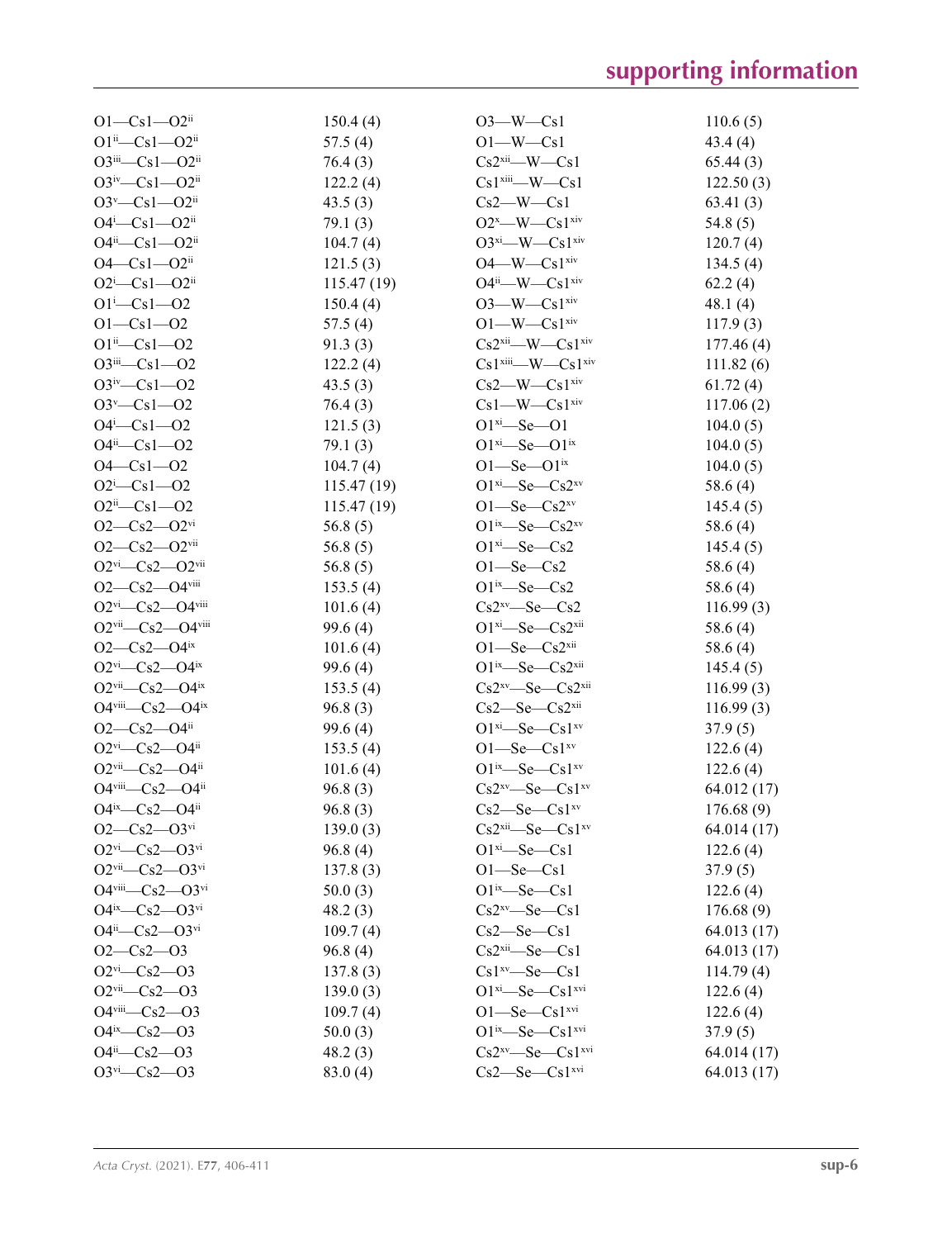| | | | |
|---|---|---|---|
| O1—Cs1—O2$^{ii}$ | 150.4 (4) | O3—W—Cs1 | 110.6 (5) |
| O1$^{ii}$—Cs1—O2$^{ii}$ | 57.5 (4) | O1—W—Cs1 | 43.4 (4) |
| O3$^{iii}$—Cs1—O2$^{ii}$ | 76.4 (3) | Cs2$^{xii}$—W—Cs1 | 65.44 (3) |
| O3$^{iv}$—Cs1—O2$^{ii}$ | 122.2 (4) | Cs1$^{xiii}$—W—Cs1 | 122.50 (3) |
| O3$^{v}$—Cs1—O2$^{ii}$ | 43.5 (3) | Cs2—W—Cs1 | 63.41 (3) |
| O4$^{i}$—Cs1—O2$^{ii}$ | 79.1 (3) | O2$^{x}$—W—Cs1$^{xiv}$ | 54.8 (5) |
| O4$^{ii}$—Cs1—O2$^{ii}$ | 104.7 (4) | O3$^{xi}$—W—Cs1$^{xiv}$ | 120.7 (4) |
| O4—Cs1—O2$^{ii}$ | 121.5 (3) | O4—W—Cs1$^{xiv}$ | 134.5 (4) |
| O2$^{i}$—Cs1—O2$^{ii}$ | 115.47 (19) | O4$^{ii}$—W—Cs1$^{xiv}$ | 62.2 (4) |
| O1$^{i}$—Cs1—O2 | 150.4 (4) | O3—W—Cs1$^{xiv}$ | 48.1 (4) |
| O1—Cs1—O2 | 57.5 (4) | O1—W—Cs1$^{xiv}$ | 117.9 (3) |
| O1$^{ii}$—Cs1—O2 | 91.3 (3) | Cs2$^{xii}$—W—Cs1$^{xiv}$ | 177.46 (4) |
| O3$^{iii}$—Cs1—O2 | 122.2 (4) | Cs1$^{xiii}$—W—Cs1$^{xiv}$ | 111.82 (6) |
| O3$^{iv}$—Cs1—O2 | 43.5 (3) | Cs2—W—Cs1$^{xiv}$ | 61.72 (4) |
| O3$^{v}$—Cs1—O2 | 76.4 (3) | Cs1—W—Cs1$^{xiv}$ | 117.06 (2) |
| O4$^{i}$—Cs1—O2 | 121.5 (3) | O1$^{xi}$—Se—O1 | 104.0 (5) |
| O4$^{ii}$—Cs1—O2 | 79.1 (3) | O1$^{xi}$—Se—O1$^{ix}$ | 104.0 (5) |
| O4—Cs1—O2 | 104.7 (4) | O1—Se—O1$^{ix}$ | 104.0 (5) |
| O2$^{i}$—Cs1—O2 | 115.47 (19) | O1$^{xi}$—Se—Cs2$^{xv}$ | 58.6 (4) |
| O2$^{ii}$—Cs1—O2 | 115.47 (19) | O1—Se—Cs2$^{xv}$ | 145.4 (5) |
| O2—Cs2—O2$^{vi}$ | 56.8 (5) | O1$^{ix}$—Se—Cs2$^{xv}$ | 58.6 (4) |
| O2—Cs2—O2$^{vii}$ | 56.8 (5) | O1$^{xi}$—Se—Cs2 | 145.4 (5) |
| O2$^{vi}$—Cs2—O2$^{vii}$ | 56.8 (5) | O1—Se—Cs2 | 58.6 (4) |
| O2—Cs2—O4$^{viii}$ | 153.5 (4) | O1$^{ix}$—Se—Cs2 | 58.6 (4) |
| O2$^{vi}$—Cs2—O4$^{viii}$ | 101.6 (4) | Cs2$^{xv}$—Se—Cs2 | 116.99 (3) |
| O2$^{vii}$—Cs2—O4$^{viii}$ | 99.6 (4) | O1$^{xi}$—Se—Cs2$^{xii}$ | 58.6 (4) |
| O2—Cs2—O4$^{ix}$ | 101.6 (4) | O1—Se—Cs2$^{xii}$ | 58.6 (4) |
| O2$^{vi}$—Cs2—O4$^{ix}$ | 99.6 (4) | O1$^{ix}$—Se—Cs2$^{xii}$ | 145.4 (5) |
| O2$^{vii}$—Cs2—O4$^{ix}$ | 153.5 (4) | Cs2$^{xv}$—Se—Cs2$^{xii}$ | 116.99 (3) |
| O4$^{viii}$—Cs2—O4$^{ix}$ | 96.8 (3) | Cs2—Se—Cs2$^{xii}$ | 116.99 (3) |
| O2—Cs2—O4$^{ii}$ | 99.6 (4) | O1$^{xi}$—Se—Cs1$^{xv}$ | 37.9 (5) |
| O2$^{vi}$—Cs2—O4$^{ii}$ | 153.5 (4) | O1—Se—Cs1$^{xv}$ | 122.6 (4) |
| O2$^{vii}$—Cs2—O4$^{ii}$ | 101.6 (4) | O1$^{ix}$—Se—Cs1$^{xv}$ | 122.6 (4) |
| O4$^{viii}$—Cs2—O4$^{ii}$ | 96.8 (3) | Cs2$^{xv}$—Se—Cs1$^{xv}$ | 64.012 (17) |
| O4$^{ix}$—Cs2—O4$^{ii}$ | 96.8 (3) | Cs2—Se—Cs1$^{xv}$ | 176.68 (9) |
| O2—Cs2—O3$^{vi}$ | 139.0 (3) | Cs2$^{xii}$—Se—Cs1$^{xv}$ | 64.014 (17) |
| O2$^{vi}$—Cs2—O3$^{vi}$ | 96.8 (4) | O1$^{xi}$—Se—Cs1 | 122.6 (4) |
| O2$^{vii}$—Cs2—O3$^{vi}$ | 137.8 (3) | O1—Se—Cs1 | 37.9 (5) |
| O4$^{viii}$—Cs2—O3$^{vi}$ | 50.0 (3) | O1$^{ix}$—Se—Cs1 | 122.6 (4) |
| O4$^{ix}$—Cs2—O3$^{vi}$ | 48.2 (3) | Cs2$^{xv}$—Se—Cs1 | 176.68 (9) |
| O4$^{ii}$—Cs2—O3$^{vi}$ | 109.7 (4) | Cs2—Se—Cs1 | 64.013 (17) |
| O2—Cs2—O3 | 96.8 (4) | Cs2$^{xii}$—Se—Cs1 | 64.013 (17) |
| O2$^{vi}$—Cs2—O3 | 137.8 (3) | Cs1$^{xv}$—Se—Cs1 | 114.79 (4) |
| O2$^{vii}$—Cs2—O3 | 139.0 (3) | O1$^{xi}$—Se—Cs1$^{xvi}$ | 122.6 (4) |
| O4$^{viii}$—Cs2—O3 | 109.7 (4) | O1—Se—Cs1$^{xvi}$ | 122.6 (4) |
| O4$^{ix}$—Cs2—O3 | 50.0 (3) | O1$^{ix}$—Se—Cs1$^{xvi}$ | 37.9 (5) |
| O4$^{ii}$—Cs2—O3 | 48.2 (3) | Cs2$^{xv}$—Se—Cs1$^{xvi}$ | 64.014 (17) |
| O3$^{vi}$—Cs2—O3 | 83.0 (4) | Cs2—Se—Cs1$^{xvi}$ | 64.013 (17) |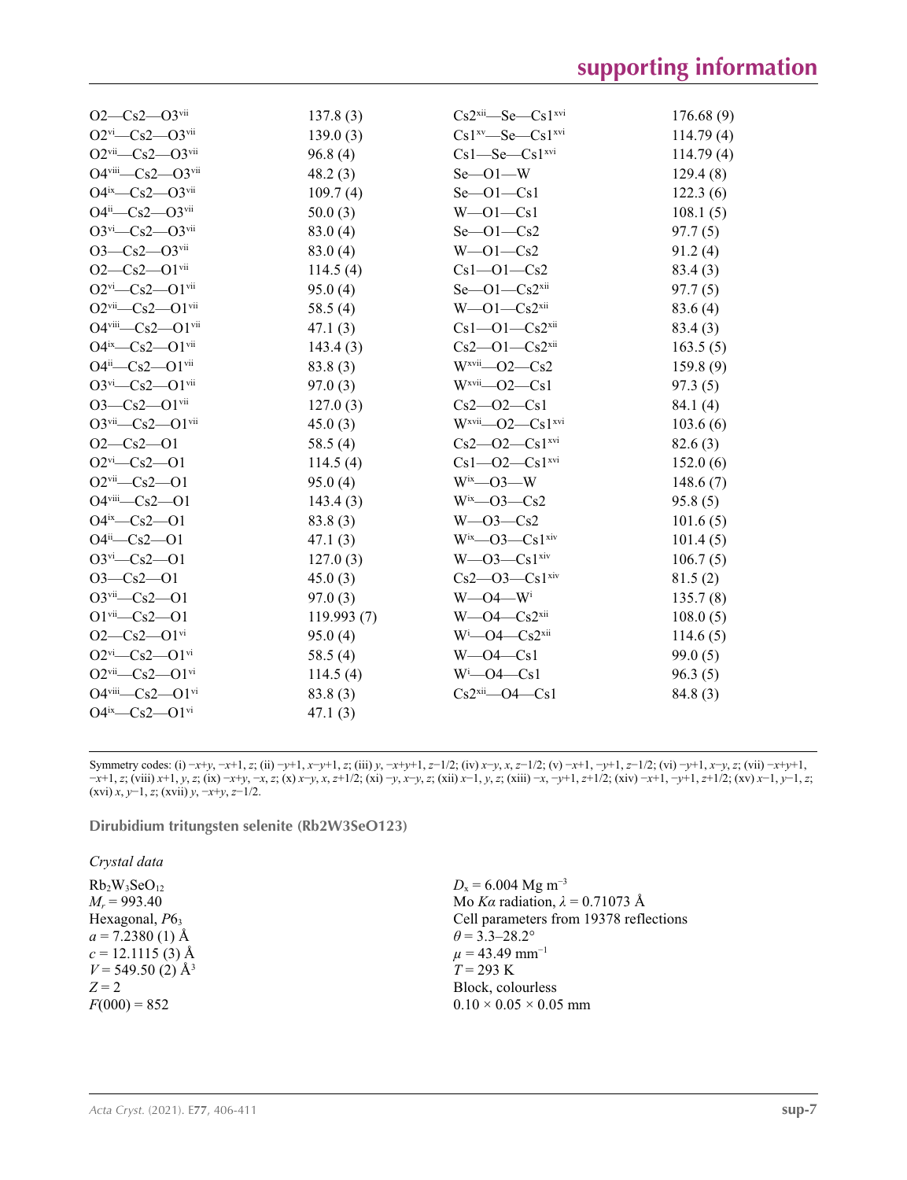| | | | |
|---|---|---|---|
| O2—Cs2—O3$^{vii}$ | 137.8 (3) | Cs2$^{xii}$—Se—Cs1$^{xvi}$ | 176.68 (9) |
| O2$^{vi}$—Cs2—O3$^{vii}$ | 139.0 (3) | Cs1$^{xv}$—Se—Cs1$^{xvi}$ | 114.79 (4) |
| O2$^{vii}$—Cs2—O3$^{vii}$ | 96.8 (4) | Cs1—Se—Cs1$^{xvi}$ | 114.79 (4) |
| O4$^{viii}$—Cs2—O3$^{vii}$ | 48.2 (3) | Se—O1—W | 129.4 (8) |
| O4$^{ix}$—Cs2—O3$^{vii}$ | 109.7 (4) | Se—O1—Cs1 | 122.3 (6) |
| O4$^{ii}$—Cs2—O3$^{vii}$ | 50.0 (3) | W—O1—Cs1 | 108.1 (5) |
| O3$^{vi}$—Cs2—O3$^{vii}$ | 83.0 (4) | Se—O1—Cs2 | 97.7 (5) |
| O3—Cs2—O3$^{vii}$ | 83.0 (4) | W—O1—Cs2 | 91.2 (4) |
| O2—Cs2—O1$^{vii}$ | 114.5 (4) | Cs1—O1—Cs2 | 83.4 (3) |
| O2$^{vi}$—Cs2—O1$^{vii}$ | 95.0 (4) | Se—O1—Cs2$^{xii}$ | 97.7 (5) |
| O2$^{vii}$—Cs2—O1$^{vii}$ | 58.5 (4) | W—O1—Cs2$^{xii}$ | 83.6 (4) |
| O4$^{viii}$—Cs2—O1$^{vii}$ | 47.1 (3) | Cs1—O1—Cs2$^{xii}$ | 83.4 (3) |
| O4$^{ix}$—Cs2—O1$^{vii}$ | 143.4 (3) | Cs2—O1—Cs2$^{xii}$ | 163.5 (5) |
| O4$^{ii}$—Cs2—O1$^{vii}$ | 83.8 (3) | W$^{xvii}$—O2—Cs2 | 159.8 (9) |
| O3$^{vi}$—Cs2—O1$^{vii}$ | 97.0 (3) | W$^{xvii}$—O2—Cs1 | 97.3 (5) |
| O3—Cs2—O1$^{vii}$ | 127.0 (3) | Cs2—O2—Cs1 | 84.1 (4) |
| O3$^{vii}$—Cs2—O1$^{vii}$ | 45.0 (3) | W$^{xvii}$—O2—Cs1$^{xvi}$ | 103.6 (6) |
| O2—Cs2—O1 | 58.5 (4) | Cs2—O2—Cs1$^{xvi}$ | 82.6 (3) |
| O2$^{vi}$—Cs2—O1 | 114.5 (4) | Cs1—O2—Cs1$^{xvi}$ | 152.0 (6) |
| O2$^{vii}$—Cs2—O1 | 95.0 (4) | W$^{ix}$—O3—W | 148.6 (7) |
| O4$^{viii}$—Cs2—O1 | 143.4 (3) | W$^{ix}$—O3—Cs2 | 95.8 (5) |
| O4$^{ix}$—Cs2—O1 | 83.8 (3) | W—O3—Cs2 | 101.6 (5) |
| O4$^{ii}$—Cs2—O1 | 47.1 (3) | W$^{ix}$—O3—Cs1$^{xiv}$ | 101.4 (5) |
| O3$^{vi}$—Cs2—O1 | 127.0 (3) | W—O3—Cs1$^{xiv}$ | 106.7 (5) |
| O3—Cs2—O1 | 45.0 (3) | Cs2—O3—Cs1$^{xiv}$ | 81.5 (2) |
| O3$^{vii}$—Cs2—O1 | 97.0 (3) | W—O4—W$^{i}$ | 135.7 (8) |
| O1$^{vii}$—Cs2—O1 | 119.993 (7) | W—O4—Cs2$^{xii}$ | 108.0 (5) |
| O2—Cs2—O1$^{vi}$ | 95.0 (4) | W$^{i}$—O4—Cs2$^{xii}$ | 114.6 (5) |
| O2$^{vi}$—Cs2—O1$^{vi}$ | 58.5 (4) | W—O4—Cs1 | 99.0 (5) |
| O2$^{vii}$—Cs2—O1$^{vi}$ | 114.5 (4) | W$^{i}$—O4—Cs1 | 96.3 (5) |
| O4$^{viii}$—Cs2—O1$^{vi}$ | 83.8 (3) | Cs2$^{xii}$—O4—Cs1 | 84.8 (3) |
| O4$^{ix}$—Cs2—O1$^{vi}$ | 47.1 (3) | | |

Symmetry codes: (i) −x+y, −x+1, z; (ii) −y+1, x−y+1, z; (iii) y, −x+y+1, z−1/2; (iv) x−y, x, z−1/2; (v) −x+1, −y+1, z−1/2; (vi) −y+1, x−y, z; (vii) −x+y+1, −x+1, z; (viii) x+1, y, z; (ix) −x+y, −x, z; (x) x−y, x, z+1/2; (xi) −y, x−y, z; (xii) x−1, y, z; (xiii) −x, −y+1, z+1/2; (xiv) −x+1, −y+1, z+1/2; (xv) x−1, y−1, z; (xvi) x, y−1, z; (xvii) y, −x+y, z−1/2.

## Dirubidium tritungsten selenite (Rb2W3SeO123)

### Crystal data

$Rb_2W_3SeO_{12}$
$M_r$ = 993.40
Hexagonal, $P6_3$
$a$ = 7.2380 (1) Å
$c$ = 12.1115 (3) Å
$V$ = 549.50 (2) Å$^3$
$Z$ = 2
$F(000)$ = 852
$D_x$ = 6.004 Mg m$^{-3}$
Mo $K\alpha$ radiation, $\lambda$ = 0.71073 Å
Cell parameters from 19378 reflections
$\theta$ = 3.3–28.2°
$\mu$ = 43.49 mm$^{-1}$
$T$ = 293 K
Block, colourless
0.10 × 0.05 × 0.05 mm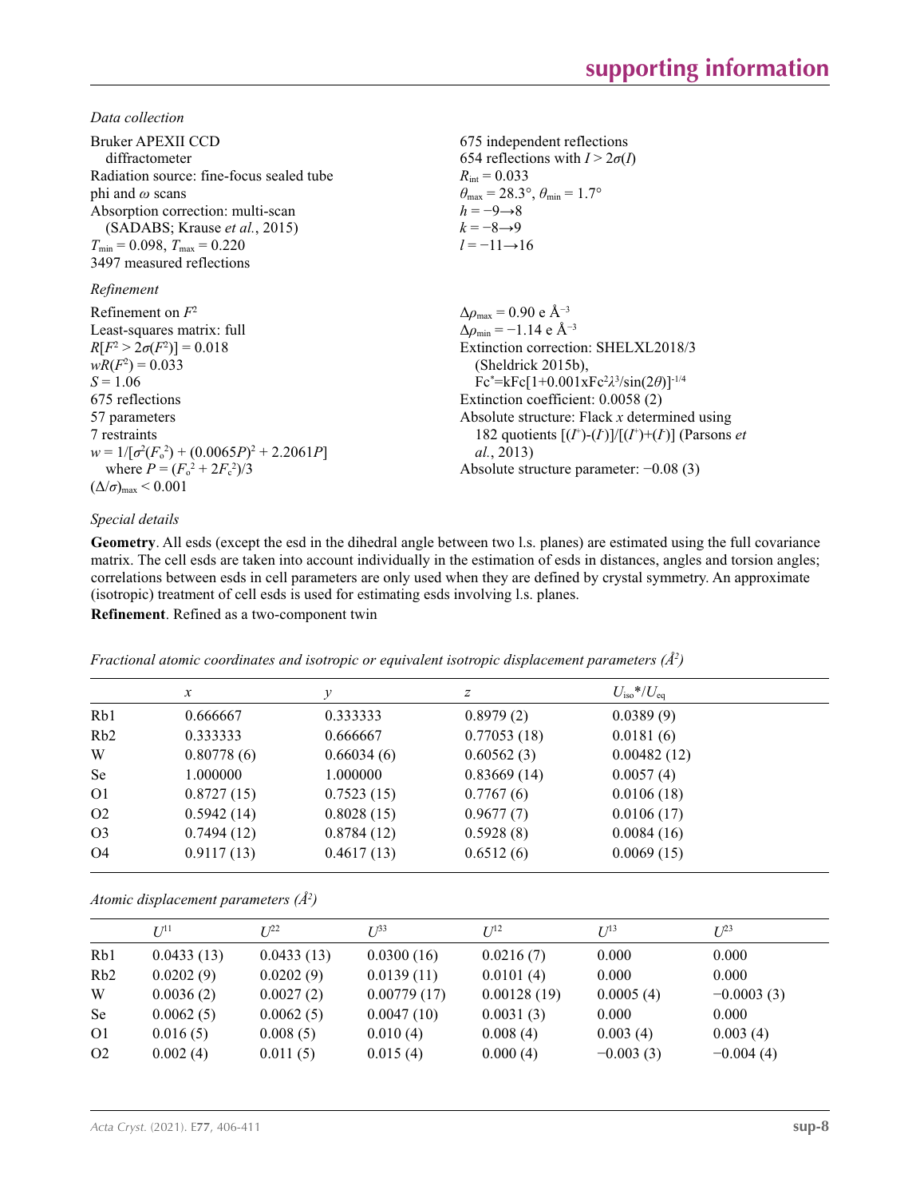*Data collection*

Bruker APEXII CCD diffractometer
Radiation source: fine-focus sealed tube
phi and $\omega$ scans
Absorption correction: multi-scan (SADABS; Krause *et al.*, 2015)
$T_{min} = 0.098$, $T_{max} = 0.220$
3497 measured reflections
675 independent reflections
654 reflections with $I > 2\sigma(I)$
$R_{int} = 0.033$
$\theta_{max} = 28.3°$, $\theta_{min} = 1.7°$
$h = -9 \rightarrow 8$
$k = -8 \rightarrow 9$
$l = -11 \rightarrow 16$

*Refinement*

Refinement on $F^2$
Least-squares matrix: full
$R[F^2 > 2\sigma(F^2)] = 0.018$
$wR(F^2) = 0.033$
$S = 1.06$
675 reflections
57 parameters
7 restraints
$w = 1/[\sigma^2(F_o^2) + (0.0065P)^2 + 2.2061P]$ where $P = (F_o^2 + 2F_c^2)/3$
$(\Delta/\sigma)_{max} < 0.001$
$\Delta\rho_{max} = 0.90$ e Å$^{-3}$
$\Delta\rho_{min} = -1.14$ e Å$^{-3}$
Extinction correction: SHELXL2018/3 (Sheldrick 2015b), $Fc^* = kFc[1+0.001xFc^2\lambda^3/\sin(2\theta)]^{-1/4}$
Extinction coefficient: 0.0058 (2)
Absolute structure: Flack $x$ determined using 182 quotients $[(I^+)-(I^-)]/[(I^+)+(I^-)]$ (Parsons *et al.*, 2013)
Absolute structure parameter: −0.08 (3)

*Special details*

**Geometry**. All esds (except the esd in the dihedral angle between two l.s. planes) are estimated using the full covariance matrix. The cell esds are taken into account individually in the estimation of esds in distances, angles and torsion angles; correlations between esds in cell parameters are only used when they are defined by crystal symmetry. An approximate (isotropic) treatment of cell esds is used for estimating esds involving l.s. planes.

**Refinement**. Refined as a two-component twin

*Fractional atomic coordinates and isotropic or equivalent isotropic displacement parameters (Å$^2$)*

| | $x$ | $y$ | $z$ | $U_{iso}$*/$U_{eq}$ |
|---|---|---|---|---|
| Rb1 | 0.666667 | 0.333333 | 0.8979 (2) | 0.0389 (9) |
| Rb2 | 0.333333 | 0.666667 | 0.77053 (18) | 0.0181 (6) |
| W | 0.80778 (6) | 0.66034 (6) | 0.60562 (3) | 0.00482 (12) |
| Se | 1.000000 | 1.000000 | 0.83669 (14) | 0.0057 (4) |
| O1 | 0.8727 (15) | 0.7523 (15) | 0.7767 (6) | 0.0106 (18) |
| O2 | 0.5942 (14) | 0.8028 (15) | 0.9677 (7) | 0.0106 (17) |
| O3 | 0.7494 (12) | 0.8784 (12) | 0.5928 (8) | 0.0084 (16) |
| O4 | 0.9117 (13) | 0.4617 (13) | 0.6512 (6) | 0.0069 (15) |

*Atomic displacement parameters (Å$^2$)*

| | $U^{11}$ | $U^{22}$ | $U^{33}$ | $U^{12}$ | $U^{13}$ | $U^{23}$ |
|---|---|---|---|---|---|---|
| Rb1 | 0.0433 (13) | 0.0433 (13) | 0.0300 (16) | 0.0216 (7) | 0.000 | 0.000 |
| Rb2 | 0.0202 (9) | 0.0202 (9) | 0.0139 (11) | 0.0101 (4) | 0.000 | 0.000 |
| W | 0.0036 (2) | 0.0027 (2) | 0.00779 (17) | 0.00128 (19) | 0.0005 (4) | −0.0003 (3) |
| Se | 0.0062 (5) | 0.0062 (5) | 0.0047 (10) | 0.0031 (3) | 0.000 | 0.000 |
| O1 | 0.016 (5) | 0.008 (5) | 0.010 (4) | 0.008 (4) | 0.003 (4) | 0.003 (4) |
| O2 | 0.002 (4) | 0.011 (5) | 0.015 (4) | 0.000 (4) | −0.003 (3) | −0.004 (4) |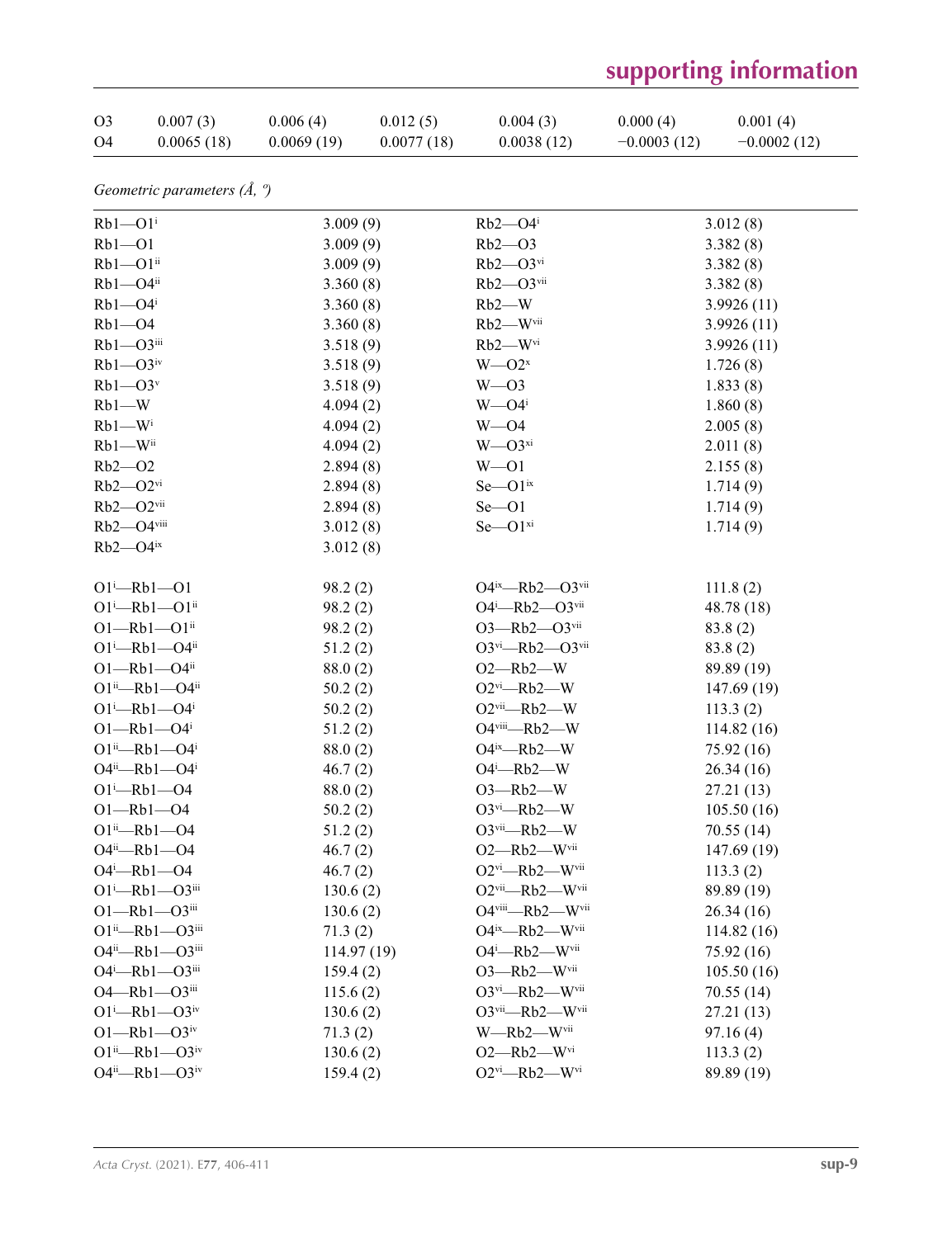| O3 | 0.007 (3) | 0.006 (4) | 0.012 (5) | 0.004 (3) | 0.000 (4) | 0.001 (4) |
|---|---|---|---|---|---|---|
| O4 | 0.0065 (18) | 0.0069 (19) | 0.0077 (18) | 0.0038 (12) | −0.0003 (12) | −0.0002 (12) |

*Geometric parameters (Å, º)*

| | | | |
|---|---|---|---|
| Rb1—O1$^{i}$ | 3.009 (9) | Rb2—O4$^{i}$ | 3.012 (8) |
| Rb1—O1 | 3.009 (9) | Rb2—O3 | 3.382 (8) |
| Rb1—O1$^{ii}$ | 3.009 (9) | Rb2—O3$^{vi}$ | 3.382 (8) |
| Rb1—O4$^{ii}$ | 3.360 (8) | Rb2—O3$^{vii}$ | 3.382 (8) |
| Rb1—O4$^{i}$ | 3.360 (8) | Rb2—W | 3.9926 (11) |
| Rb1—O4 | 3.360 (8) | Rb2—W$^{vii}$ | 3.9926 (11) |
| Rb1—O3$^{iii}$ | 3.518 (9) | Rb2—W$^{vi}$ | 3.9926 (11) |
| Rb1—O3$^{iv}$ | 3.518 (9) | W—O2$^{x}$ | 1.726 (8) |
| Rb1—O3$^{v}$ | 3.518 (9) | W—O3 | 1.833 (8) |
| Rb1—W | 4.094 (2) | W—O4$^{i}$ | 1.860 (8) |
| Rb1—W$^{i}$ | 4.094 (2) | W—O4 | 2.005 (8) |
| Rb1—W$^{ii}$ | 4.094 (2) | W—O3$^{xi}$ | 2.011 (8) |
| Rb2—O2 | 2.894 (8) | W—O1 | 2.155 (8) |
| Rb2—O2$^{vi}$ | 2.894 (8) | Se—O1$^{ix}$ | 1.714 (9) |
| Rb2—O2$^{vii}$ | 2.894 (8) | Se—O1 | 1.714 (9) |
| Rb2—O4$^{viii}$ | 3.012 (8) | Se—O1$^{xi}$ | 1.714 (9) |
| Rb2—O4$^{ix}$ | 3.012 (8) | | |
| | | | |
| O1$^{i}$—Rb1—O1 | 98.2 (2) | O4$^{ix}$—Rb2—O3$^{vii}$ | 111.8 (2) |
| O1$^{i}$—Rb1—O1$^{ii}$ | 98.2 (2) | O4$^{i}$—Rb2—O3$^{vii}$ | 48.78 (18) |
| O1—Rb1—O1$^{ii}$ | 98.2 (2) | O3—Rb2—O3$^{vii}$ | 83.8 (2) |
| O1$^{i}$—Rb1—O4$^{ii}$ | 51.2 (2) | O3$^{vi}$—Rb2—O3$^{vii}$ | 83.8 (2) |
| O1—Rb1—O4$^{ii}$ | 88.0 (2) | O2—Rb2—W | 89.89 (19) |
| O1$^{ii}$—Rb1—O4$^{ii}$ | 50.2 (2) | O2$^{vi}$—Rb2—W | 147.69 (19) |
| O1$^{i}$—Rb1—O4$^{i}$ | 50.2 (2) | O2$^{vii}$—Rb2—W | 113.3 (2) |
| O1—Rb1—O4$^{i}$ | 51.2 (2) | O4$^{viii}$—Rb2—W | 114.82 (16) |
| O1$^{ii}$—Rb1—O4$^{i}$ | 88.0 (2) | O4$^{ix}$—Rb2—W | 75.92 (16) |
| O4$^{ii}$—Rb1—O4$^{i}$ | 46.7 (2) | O4$^{i}$—Rb2—W | 26.34 (16) |
| O1$^{i}$—Rb1—O4 | 88.0 (2) | O3—Rb2—W | 27.21 (13) |
| O1—Rb1—O4 | 50.2 (2) | O3$^{vi}$—Rb2—W | 105.50 (16) |
| O1$^{ii}$—Rb1—O4 | 51.2 (2) | O3$^{vii}$—Rb2—W | 70.55 (14) |
| O4$^{ii}$—Rb1—O4 | 46.7 (2) | O2—Rb2—W$^{vii}$ | 147.69 (19) |
| O4$^{i}$—Rb1—O4 | 46.7 (2) | O2$^{vi}$—Rb2—W$^{vii}$ | 113.3 (2) |
| O1$^{i}$—Rb1—O3$^{iii}$ | 130.6 (2) | O2$^{vii}$—Rb2—W$^{vii}$ | 89.89 (19) |
| O1—Rb1—O3$^{iii}$ | 130.6 (2) | O4$^{viii}$—Rb2—W$^{vii}$ | 26.34 (16) |
| O1$^{ii}$—Rb1—O3$^{iii}$ | 71.3 (2) | O4$^{ix}$—Rb2—W$^{vii}$ | 114.82 (16) |
| O4$^{ii}$—Rb1—O3$^{iii}$ | 114.97 (19) | O4$^{i}$—Rb2—W$^{vii}$ | 75.92 (16) |
| O4$^{i}$—Rb1—O3$^{iii}$ | 159.4 (2) | O3—Rb2—W$^{vii}$ | 105.50 (16) |
| O4—Rb1—O3$^{iii}$ | 115.6 (2) | O3$^{vi}$—Rb2—W$^{vii}$ | 70.55 (14) |
| O1$^{i}$—Rb1—O3$^{iv}$ | 130.6 (2) | O3$^{vii}$—Rb2—W$^{vii}$ | 27.21 (13) |
| O1—Rb1—O3$^{iv}$ | 71.3 (2) | W—Rb2—W$^{vii}$ | 97.16 (4) |
| O1$^{ii}$—Rb1—O3$^{iv}$ | 130.6 (2) | O2—Rb2—W$^{vi}$ | 113.3 (2) |
| O4$^{ii}$—Rb1—O3$^{iv}$ | 159.4 (2) | O2$^{vi}$—Rb2—W$^{vi}$ | 89.89 (19) |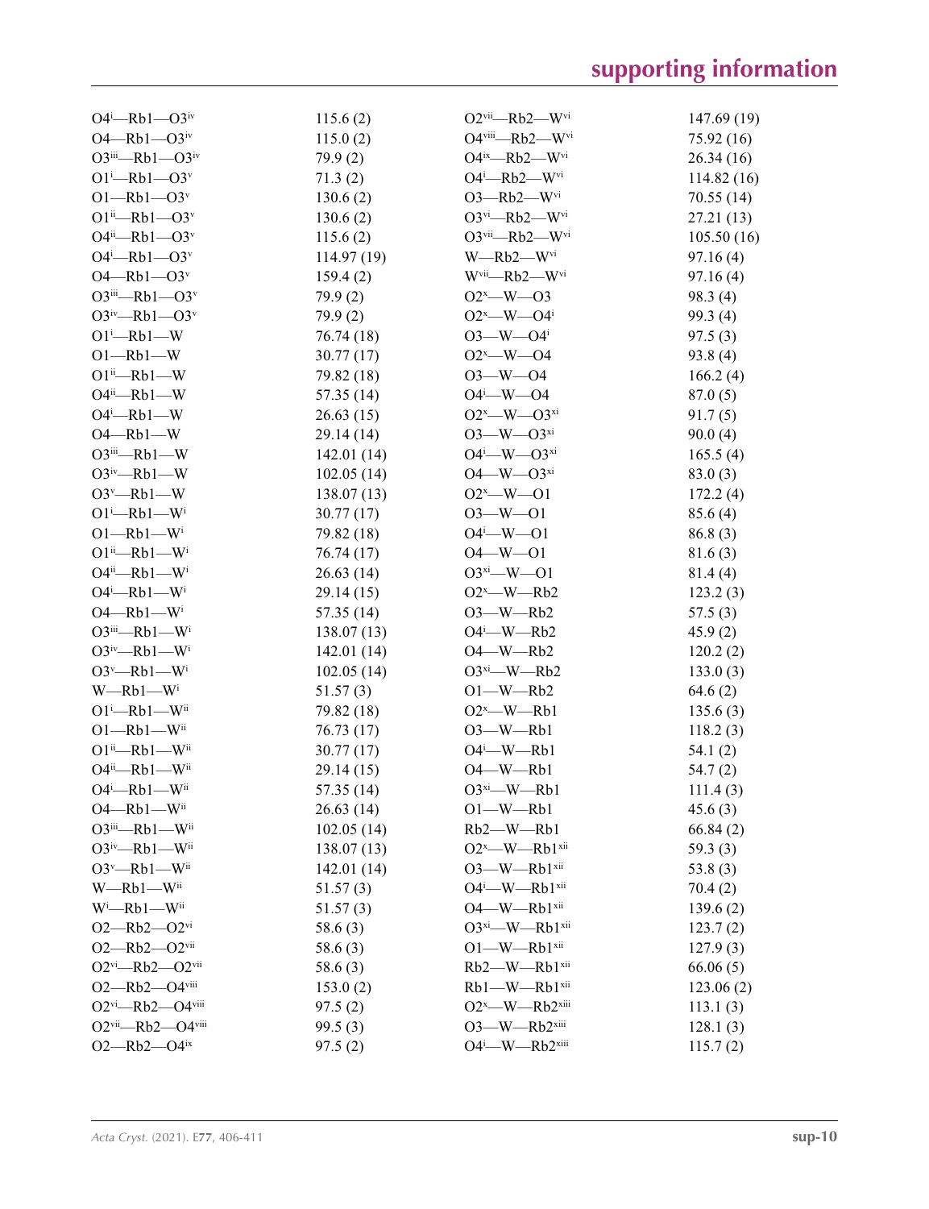| | | | |
|---|---|---|---|
| O4$^{i}$—Rb1—O3$^{iv}$ | 115.6 (2) | O2$^{vii}$—Rb2—W$^{vi}$ | 147.69 (19) |
| O4—Rb1—O3$^{iv}$ | 115.0 (2) | O4$^{viii}$—Rb2—W$^{vi}$ | 75.92 (16) |
| O3$^{iii}$—Rb1—O3$^{iv}$ | 79.9 (2) | O4$^{ix}$—Rb2—W$^{vi}$ | 26.34 (16) |
| O1$^{i}$—Rb1—O3$^{v}$ | 71.3 (2) | O4$^{i}$—Rb2—W$^{vi}$ | 114.82 (16) |
| O1—Rb1—O3$^{v}$ | 130.6 (2) | O3—Rb2—W$^{vi}$ | 70.55 (14) |
| O1$^{ii}$—Rb1—O3$^{v}$ | 130.6 (2) | O3$^{vi}$—Rb2—W$^{vi}$ | 27.21 (13) |
| O4$^{ii}$—Rb1—O3$^{v}$ | 115.6 (2) | O3$^{vii}$—Rb2—W$^{vi}$ | 105.50 (16) |
| O4$^{i}$—Rb1—O3$^{v}$ | 114.97 (19) | W—Rb2—W$^{vi}$ | 97.16 (4) |
| O4—Rb1—O3$^{v}$ | 159.4 (2) | W$^{vii}$—Rb2—W$^{vi}$ | 97.16 (4) |
| O3$^{iii}$—Rb1—O3$^{v}$ | 79.9 (2) | O2$^{x}$—W—O3 | 98.3 (4) |
| O3$^{iv}$—Rb1—O3$^{v}$ | 79.9 (2) | O2$^{x}$—W—O4$^{i}$ | 99.3 (4) |
| O1$^{i}$—Rb1—W | 76.74 (18) | O3—W—O4$^{i}$ | 97.5 (3) |
| O1—Rb1—W | 30.77 (17) | O2$^{x}$—W—O4 | 93.8 (4) |
| O1$^{ii}$—Rb1—W | 79.82 (18) | O3—W—O4 | 166.2 (4) |
| O4$^{ii}$—Rb1—W | 57.35 (14) | O4$^{i}$—W—O4 | 87.0 (5) |
| O4$^{i}$—Rb1—W | 26.63 (15) | O2$^{x}$—W—O3$^{xi}$ | 91.7 (5) |
| O4—Rb1—W | 29.14 (14) | O3—W—O3$^{xi}$ | 90.0 (4) |
| O3$^{iii}$—Rb1—W | 142.01 (14) | O4$^{i}$—W—O3$^{xi}$ | 165.5 (4) |
| O3$^{iv}$—Rb1—W | 102.05 (14) | O4—W—O3$^{xi}$ | 83.0 (3) |
| O3$^{v}$—Rb1—W | 138.07 (13) | O2$^{x}$—W—O1 | 172.2 (4) |
| O1$^{i}$—Rb1—W$^{i}$ | 30.77 (17) | O3—W—O1 | 85.6 (4) |
| O1—Rb1—W$^{i}$ | 79.82 (18) | O4$^{i}$—W—O1 | 86.8 (3) |
| O1$^{ii}$—Rb1—W$^{i}$ | 76.74 (17) | O4—W—O1 | 81.6 (3) |
| O4$^{ii}$—Rb1—W$^{i}$ | 26.63 (14) | O3$^{xi}$—W—O1 | 81.4 (4) |
| O4$^{i}$—Rb1—W$^{i}$ | 29.14 (15) | O2$^{x}$—W—Rb2 | 123.2 (3) |
| O4—Rb1—W$^{i}$ | 57.35 (14) | O3—W—Rb2 | 57.5 (3) |
| O3$^{iii}$—Rb1—W$^{i}$ | 138.07 (13) | O4$^{i}$—W—Rb2 | 45.9 (2) |
| O3$^{iv}$—Rb1—W$^{i}$ | 142.01 (14) | O4—W—Rb2 | 120.2 (2) |
| O3$^{v}$—Rb1—W$^{i}$ | 102.05 (14) | O3$^{xi}$—W—Rb2 | 133.0 (3) |
| W—Rb1—W$^{i}$ | 51.57 (3) | O1—W—Rb2 | 64.6 (2) |
| O1$^{i}$—Rb1—W$^{ii}$ | 79.82 (18) | O2$^{x}$—W—Rb1 | 135.6 (3) |
| O1—Rb1—W$^{ii}$ | 76.73 (17) | O3—W—Rb1 | 118.2 (3) |
| O1$^{ii}$—Rb1—W$^{ii}$ | 30.77 (17) | O4$^{i}$—W—Rb1 | 54.1 (2) |
| O4$^{ii}$—Rb1—W$^{ii}$ | 29.14 (15) | O4—W—Rb1 | 54.7 (2) |
| O4$^{i}$—Rb1—W$^{ii}$ | 57.35 (14) | O3$^{xi}$—W—Rb1 | 111.4 (3) |
| O4—Rb1—W$^{ii}$ | 26.63 (14) | O1—W—Rb1 | 45.6 (3) |
| O3$^{iii}$—Rb1—W$^{ii}$ | 102.05 (14) | Rb2—W—Rb1 | 66.84 (2) |
| O3$^{iv}$—Rb1—W$^{ii}$ | 138.07 (13) | O2$^{x}$—W—Rb1$^{xii}$ | 59.3 (3) |
| O3$^{v}$—Rb1—W$^{ii}$ | 142.01 (14) | O3—W—Rb1$^{xii}$ | 53.8 (3) |
| W—Rb1—W$^{ii}$ | 51.57 (3) | O4$^{i}$—W—Rb1$^{xii}$ | 70.4 (2) |
| W$^{i}$—Rb1—W$^{ii}$ | 51.57 (3) | O4—W—Rb1$^{xii}$ | 139.6 (2) |
| O2—Rb2—O2$^{vi}$ | 58.6 (3) | O3$^{xi}$—W—Rb1$^{xii}$ | 123.7 (2) |
| O2—Rb2—O2$^{vii}$ | 58.6 (3) | O1—W—Rb1$^{xii}$ | 127.9 (3) |
| O2$^{vi}$—Rb2—O2$^{vii}$ | 58.6 (3) | Rb2—W—Rb1$^{xii}$ | 66.06 (5) |
| O2—Rb2—O4$^{viii}$ | 153.0 (2) | Rb1—W—Rb1$^{xii}$ | 123.06 (2) |
| O2$^{vi}$—Rb2—O4$^{viii}$ | 97.5 (2) | O2$^{x}$—W—Rb2$^{xiii}$ | 113.1 (3) |
| O2$^{vii}$—Rb2—O4$^{viii}$ | 99.5 (3) | O3—W—Rb2$^{xiii}$ | 128.1 (3) |
| O2—Rb2—O4$^{ix}$ | 97.5 (2) | O4$^{i}$—W—Rb2$^{xiii}$ | 115.7 (2) |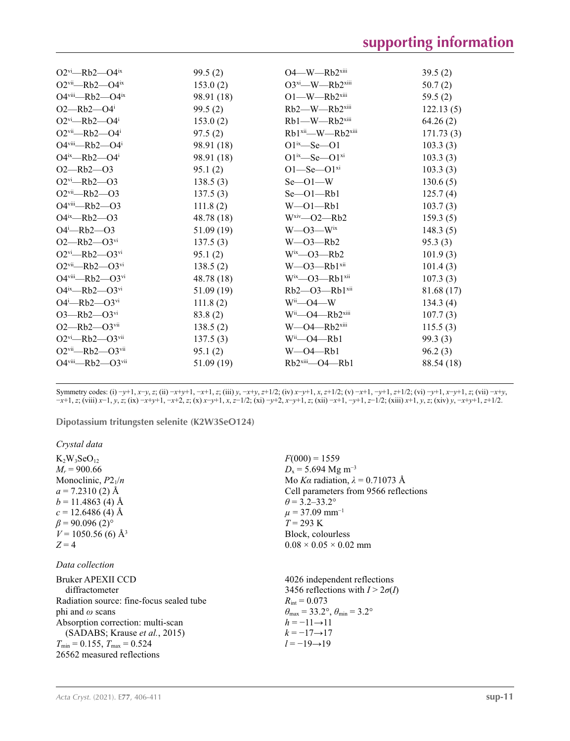| | | | |
|---|---|---|---|
| O2$^{vi}$—Rb2—O4$^{ix}$ | 99.5 (2) | O4—W—Rb2$^{xiii}$ | 39.5 (2) |
| O2$^{vii}$—Rb2—O4$^{ix}$ | 153.0 (2) | O3$^{xi}$—W—Rb2$^{xiii}$ | 50.7 (2) |
| O4$^{viii}$—Rb2—O4$^{ix}$ | 98.91 (18) | O1—W—Rb2$^{xiii}$ | 59.5 (2) |
| O2—Rb2—O4$^{i}$ | 99.5 (2) | Rb2—W—Rb2$^{xiii}$ | 122.13 (5) |
| O2$^{vi}$—Rb2—O4$^{i}$ | 153.0 (2) | Rb1—W—Rb2$^{xiii}$ | 64.26 (2) |
| O2$^{vii}$—Rb2—O4$^{i}$ | 97.5 (2) | Rb1$^{xii}$—W—Rb2$^{xiii}$ | 171.73 (3) |
| O4$^{viii}$—Rb2—O4$^{i}$ | 98.91 (18) | O1$^{ix}$—Se—O1 | 103.3 (3) |
| O4$^{ix}$—Rb2—O4$^{i}$ | 98.91 (18) | O1$^{ix}$—Se—O1$^{xi}$ | 103.3 (3) |
| O2—Rb2—O3 | 95.1 (2) | O1—Se—O1$^{xi}$ | 103.3 (3) |
| O2$^{vi}$—Rb2—O3 | 138.5 (3) | Se—O1—W | 130.6 (5) |
| O2$^{vii}$—Rb2—O3 | 137.5 (3) | Se—O1—Rb1 | 125.7 (4) |
| O4$^{viii}$—Rb2—O3 | 111.8 (2) | W—O1—Rb1 | 103.7 (3) |
| O4$^{ix}$—Rb2—O3 | 48.78 (18) | W$^{xiv}$—O2—Rb2 | 159.3 (5) |
| O4$^{i}$—Rb2—O3 | 51.09 (19) | W—O3—W$^{ix}$ | 148.3 (5) |
| O2—Rb2—O3$^{vi}$ | 137.5 (3) | W—O3—Rb2 | 95.3 (3) |
| O2$^{vi}$—Rb2—O3$^{vi}$ | 95.1 (2) | W$^{ix}$—O3—Rb2 | 101.9 (3) |
| O2$^{vii}$—Rb2—O3$^{vi}$ | 138.5 (2) | W—O3—Rb1$^{xii}$ | 101.4 (3) |
| O4$^{viii}$—Rb2—O3$^{vi}$ | 48.78 (18) | W$^{ix}$—O3—Rb1$^{xii}$ | 107.3 (3) |
| O4$^{ix}$—Rb2—O3$^{vi}$ | 51.09 (19) | Rb2—O3—Rb1$^{xii}$ | 81.68 (17) |
| O4$^{i}$—Rb2—O3$^{vi}$ | 111.8 (2) | W$^{ii}$—O4—W | 134.3 (4) |
| O3—Rb2—O3$^{vi}$ | 83.8 (2) | W$^{ii}$—O4—Rb2$^{xiii}$ | 107.7 (3) |
| O2—Rb2—O3$^{vii}$ | 138.5 (2) | W—O4—Rb2$^{xiii}$ | 115.5 (3) |
| O2$^{vi}$—Rb2—O3$^{vii}$ | 137.5 (3) | W$^{ii}$—O4—Rb1 | 99.3 (3) |
| O2$^{vii}$—Rb2—O3$^{vii}$ | 95.1 (2) | W—O4—Rb1 | 96.2 (3) |
| O4$^{viii}$—Rb2—O3$^{vii}$ | 51.09 (19) | Rb2$^{xiii}$—O4—Rb1 | 88.54 (18) |

Symmetry codes: (i) −y+1, x−y, z; (ii) −x+y+1, −x+1, z; (iii) y, −x+y, z+1/2; (iv) x−y+1, x, z+1/2; (v) −x+1, −y+1, z+1/2; (vi) −y+1, x−y+1, z; (vii) −x+y, −x+1, z; (viii) x−1, y, z; (ix) −x+y+1, −x+2, z; (x) x−y+1, x, z−1/2; (xi) −y+2, x−y+1, z; (xii) −x+1, −y+1, z−1/2; (xiii) x+1, y, z; (xiv) y, −x+y+1, z+1/2.

## Dipotassium tritungsten selenite (K2W3SeO124)

### Crystal data

$K_2W_3SeO_{12}$
$M_r$ = 900.66
Monoclinic, $P2_1/n$
$a$ = 7.2310 (2) Å
$b$ = 11.4863 (4) Å
$c$ = 12.6486 (4) Å
$\beta$ = 90.096 (2)°
$V$ = 1050.56 (6) Å$^3$
$Z$ = 4
$F$(000) = 1559
$D_x$ = 5.694 Mg m$^{-3}$
Mo $K\alpha$ radiation, $\lambda$ = 0.71073 Å
Cell parameters from 9566 reflections
$\theta$ = 3.2–33.2°
$\mu$ = 37.09 mm$^{-1}$
$T$ = 293 K
Block, colourless
0.08 × 0.05 × 0.02 mm

### Data collection

Bruker APEXII CCD diffractometer
Radiation source: fine-focus sealed tube
phi and $\omega$ scans
Absorption correction: multi-scan (SADABS; Krause *et al.*, 2015)
$T_{min}$ = 0.155, $T_{max}$ = 0.524
26562 measured reflections
4026 independent reflections
3456 reflections with $I > 2\sigma(I)$
$R_{int}$ = 0.073
$\theta_{max}$ = 33.2°, $\theta_{min}$ = 3.2°
$h$ = −11→11
$k$ = −17→17
$l$ = −19→19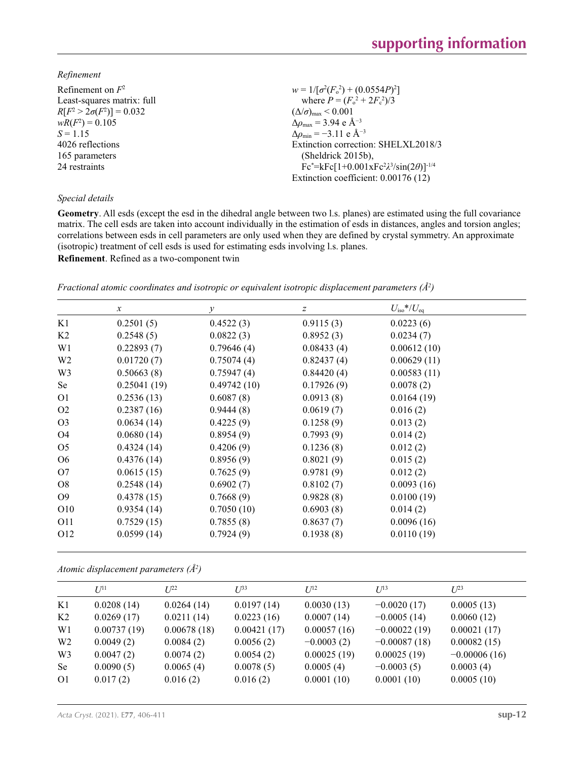*Refinement*

Refinement on $F^2$
Least-squares matrix: full
$R[F^2 > 2\sigma(F^2)] = 0.032$
$wR(F^2) = 0.105$
$S = 1.15$
4026 reflections
165 parameters
24 restraints

$w = 1/[\sigma^2(F_o^2) + (0.0554P)^2]$
where $P = (F_o^2 + 2F_c^2)/3$
$(\Delta/\sigma)_{max} < 0.001$
$\Delta\rho_{max} = 3.94$ e Å$^{-3}$
$\Delta\rho_{min} = -3.11$ e Å$^{-3}$
Extinction correction: SHELXL2018/3 (Sheldrick 2015b), $Fc^*=kFc[1+0.001xFc^2\lambda^3/sin(2\theta)]^{-1/4}$
Extinction coefficient: 0.00176 (12)

*Special details*

**Geometry**. All esds (except the esd in the dihedral angle between two l.s. planes) are estimated using the full covariance matrix. The cell esds are taken into account individually in the estimation of esds in distances, angles and torsion angles; correlations between esds in cell parameters are only used when they are defined by crystal symmetry. An approximate (isotropic) treatment of cell esds is used for estimating esds involving l.s. planes.

**Refinement**. Refined as a two-component twin

*Fractional atomic coordinates and isotropic or equivalent isotropic displacement parameters (Å$^2$)*

| | $x$ | $y$ | $z$ | $U_{iso}$*/$U_{eq}$ |
|---|---|---|---|---|
| K1 | 0.2501 (5) | 0.4522 (3) | 0.9115 (3) | 0.0223 (6) |
| K2 | 0.2548 (5) | 0.0822 (3) | 0.8952 (3) | 0.0234 (7) |
| W1 | 0.22893 (7) | 0.79646 (4) | 0.08433 (4) | 0.00612 (10) |
| W2 | 0.01720 (7) | 0.75074 (4) | 0.82437 (4) | 0.00629 (11) |
| W3 | 0.50663 (8) | 0.75947 (4) | 0.84420 (4) | 0.00583 (11) |
| Se | 0.25041 (19) | 0.49742 (10) | 0.17926 (9) | 0.0078 (2) |
| O1 | 0.2536 (13) | 0.6087 (8) | 0.0913 (8) | 0.0164 (19) |
| O2 | 0.2387 (16) | 0.9444 (8) | 0.0619 (7) | 0.016 (2) |
| O3 | 0.0634 (14) | 0.4225 (9) | 0.1258 (9) | 0.013 (2) |
| O4 | 0.0680 (14) | 0.8954 (9) | 0.7993 (9) | 0.014 (2) |
| O5 | 0.4324 (14) | 0.4206 (9) | 0.1236 (8) | 0.012 (2) |
| O6 | 0.4376 (14) | 0.8956 (9) | 0.8021 (9) | 0.015 (2) |
| O7 | 0.0615 (15) | 0.7625 (9) | 0.9781 (9) | 0.012 (2) |
| O8 | 0.2548 (14) | 0.6902 (7) | 0.8102 (7) | 0.0093 (16) |
| O9 | 0.4378 (15) | 0.7668 (9) | 0.9828 (8) | 0.0100 (19) |
| O10 | 0.9354 (14) | 0.7050 (10) | 0.6903 (8) | 0.014 (2) |
| O11 | 0.7529 (15) | 0.7855 (8) | 0.8637 (7) | 0.0096 (16) |
| O12 | 0.0599 (14) | 0.7924 (9) | 0.1938 (8) | 0.0110 (19) |

*Atomic displacement parameters (Å$^2$)*

| | $U^{11}$ | $U^{22}$ | $U^{33}$ | $U^{12}$ | $U^{13}$ | $U^{23}$ |
|---|---|---|---|---|---|---|
| K1 | 0.0208 (14) | 0.0264 (14) | 0.0197 (14) | 0.0030 (13) | −0.0020 (17) | 0.0005 (13) |
| K2 | 0.0269 (17) | 0.0211 (14) | 0.0223 (16) | 0.0007 (14) | −0.0005 (14) | 0.0060 (12) |
| W1 | 0.00737 (19) | 0.00678 (18) | 0.00421 (17) | 0.00057 (16) | −0.00022 (19) | 0.00021 (17) |
| W2 | 0.0049 (2) | 0.0084 (2) | 0.0056 (2) | −0.0003 (2) | −0.00087 (18) | 0.00082 (15) |
| W3 | 0.0047 (2) | 0.0074 (2) | 0.0054 (2) | 0.00025 (19) | 0.00025 (19) | −0.00006 (16) |
| Se | 0.0090 (5) | 0.0065 (4) | 0.0078 (5) | 0.0005 (4) | −0.0003 (5) | 0.0003 (4) |
| O1 | 0.017 (2) | 0.016 (2) | 0.016 (2) | 0.0001 (10) | 0.0001 (10) | 0.0005 (10) |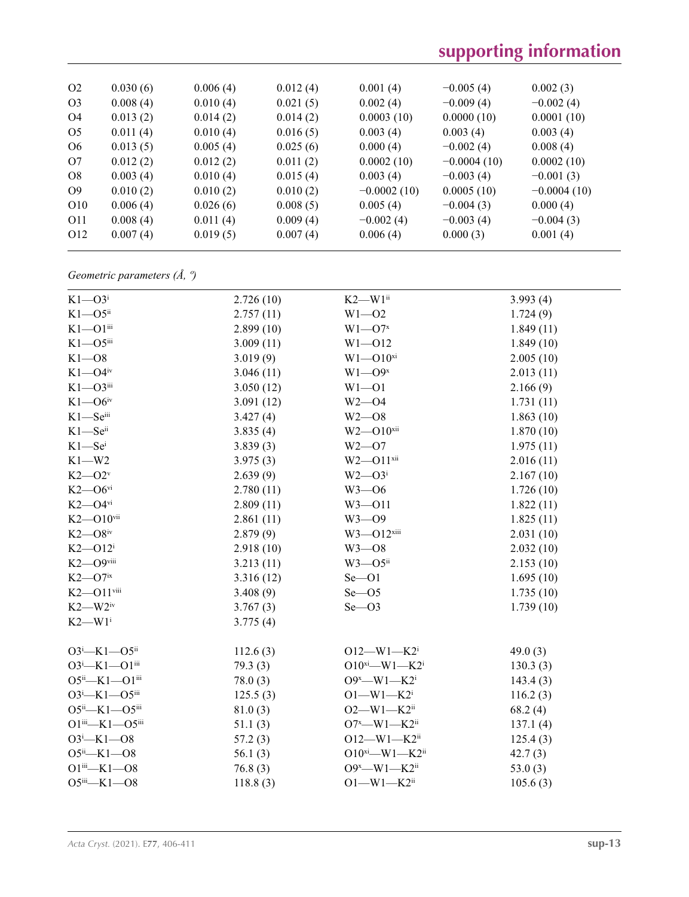| | | | | | | |
|---|---|---|---|---|---|---|
| O2 | 0.030 (6) | 0.006 (4) | 0.012 (4) | 0.001 (4) | −0.005 (4) | 0.002 (3) |
| O3 | 0.008 (4) | 0.010 (4) | 0.021 (5) | 0.002 (4) | −0.009 (4) | −0.002 (4) |
| O4 | 0.013 (2) | 0.014 (2) | 0.014 (2) | 0.0003 (10) | 0.0000 (10) | 0.0001 (10) |
| O5 | 0.011 (4) | 0.010 (4) | 0.016 (5) | 0.003 (4) | 0.003 (4) | 0.003 (4) |
| O6 | 0.013 (5) | 0.005 (4) | 0.025 (6) | 0.000 (4) | −0.002 (4) | 0.008 (4) |
| O7 | 0.012 (2) | 0.012 (2) | 0.011 (2) | 0.0002 (10) | −0.0004 (10) | 0.0002 (10) |
| O8 | 0.003 (4) | 0.010 (4) | 0.015 (4) | 0.003 (4) | −0.003 (4) | −0.001 (3) |
| O9 | 0.010 (2) | 0.010 (2) | 0.010 (2) | −0.0002 (10) | 0.0005 (10) | −0.0004 (10) |
| O10 | 0.006 (4) | 0.026 (6) | 0.008 (5) | 0.005 (4) | −0.004 (3) | 0.000 (4) |
| O11 | 0.008 (4) | 0.011 (4) | 0.009 (4) | −0.002 (4) | −0.003 (4) | −0.004 (3) |
| O12 | 0.007 (4) | 0.019 (5) | 0.007 (4) | 0.006 (4) | 0.000 (3) | 0.001 (4) |

*Geometric parameters (Å, º)*

| | | | |
|---|---|---|---|
| K1—O3$^{i}$ | 2.726 (10) | K2—W1$^{ii}$ | 3.993 (4) |
| K1—O5$^{ii}$ | 2.757 (11) | W1—O2 | 1.724 (9) |
| K1—O1$^{iii}$ | 2.899 (10) | W1—O7$^{x}$ | 1.849 (11) |
| K1—O5$^{iii}$ | 3.009 (11) | W1—O12 | 1.849 (10) |
| K1—O8 | 3.019 (9) | W1—O10$^{xi}$ | 2.005 (10) |
| K1—O4$^{iv}$ | 3.046 (11) | W1—O9$^{x}$ | 2.013 (11) |
| K1—O3$^{iii}$ | 3.050 (12) | W1—O1 | 2.166 (9) |
| K1—O6$^{iv}$ | 3.091 (12) | W2—O4 | 1.731 (11) |
| K1—Se$^{iii}$ | 3.427 (4) | W2—O8 | 1.863 (10) |
| K1—Se$^{ii}$ | 3.835 (4) | W2—O10$^{xii}$ | 1.870 (10) |
| K1—Se$^{i}$ | 3.839 (3) | W2—O7 | 1.975 (11) |
| K1—W2 | 3.975 (3) | W2—O11$^{xii}$ | 2.016 (11) |
| K2—O2$^{v}$ | 2.639 (9) | W2—O3$^{i}$ | 2.167 (10) |
| K2—O6$^{vi}$ | 2.780 (11) | W3—O6 | 1.726 (10) |
| K2—O4$^{vi}$ | 2.809 (11) | W3—O11 | 1.822 (11) |
| K2—O10$^{vii}$ | 2.861 (11) | W3—O9 | 1.825 (11) |
| K2—O8$^{iv}$ | 2.879 (9) | W3—O12$^{xiii}$ | 2.031 (10) |
| K2—O12$^{i}$ | 2.918 (10) | W3—O8 | 2.032 (10) |
| K2—O9$^{viii}$ | 3.213 (11) | W3—O5$^{ii}$ | 2.153 (10) |
| K2—O7$^{ix}$ | 3.316 (12) | Se—O1 | 1.695 (10) |
| K2—O11$^{viii}$ | 3.408 (9) | Se—O5 | 1.735 (10) |
| K2—W2$^{iv}$ | 3.767 (3) | Se—O3 | 1.739 (10) |
| K2—W1$^{i}$ | 3.775 (4) | | |
| | | | |
| O3$^{i}$—K1—O5$^{ii}$ | 112.6 (3) | O12—W1—K2$^{i}$ | 49.0 (3) |
| O3$^{i}$—K1—O1$^{iii}$ | 79.3 (3) | O10$^{xi}$—W1—K2$^{i}$ | 130.3 (3) |
| O5$^{ii}$—K1—O1$^{iii}$ | 78.0 (3) | O9$^{x}$—W1—K2$^{i}$ | 143.4 (3) |
| O3$^{i}$—K1—O5$^{iii}$ | 125.5 (3) | O1—W1—K2$^{i}$ | 116.2 (3) |
| O5$^{ii}$—K1—O5$^{iii}$ | 81.0 (3) | O2—W1—K2$^{ii}$ | 68.2 (4) |
| O1$^{iii}$—K1—O5$^{iii}$ | 51.1 (3) | O7$^{x}$—W1—K2$^{ii}$ | 137.1 (4) |
| O3$^{i}$—K1—O8 | 57.2 (3) | O12—W1—K2$^{ii}$ | 125.4 (3) |
| O5$^{ii}$—K1—O8 | 56.1 (3) | O10$^{xi}$—W1—K2$^{ii}$ | 42.7 (3) |
| O1$^{iii}$—K1—O8 | 76.8 (3) | O9$^{x}$—W1—K2$^{ii}$ | 53.0 (3) |
| O5$^{iii}$—K1—O8 | 118.8 (3) | O1—W1—K2$^{ii}$ | 105.6 (3) |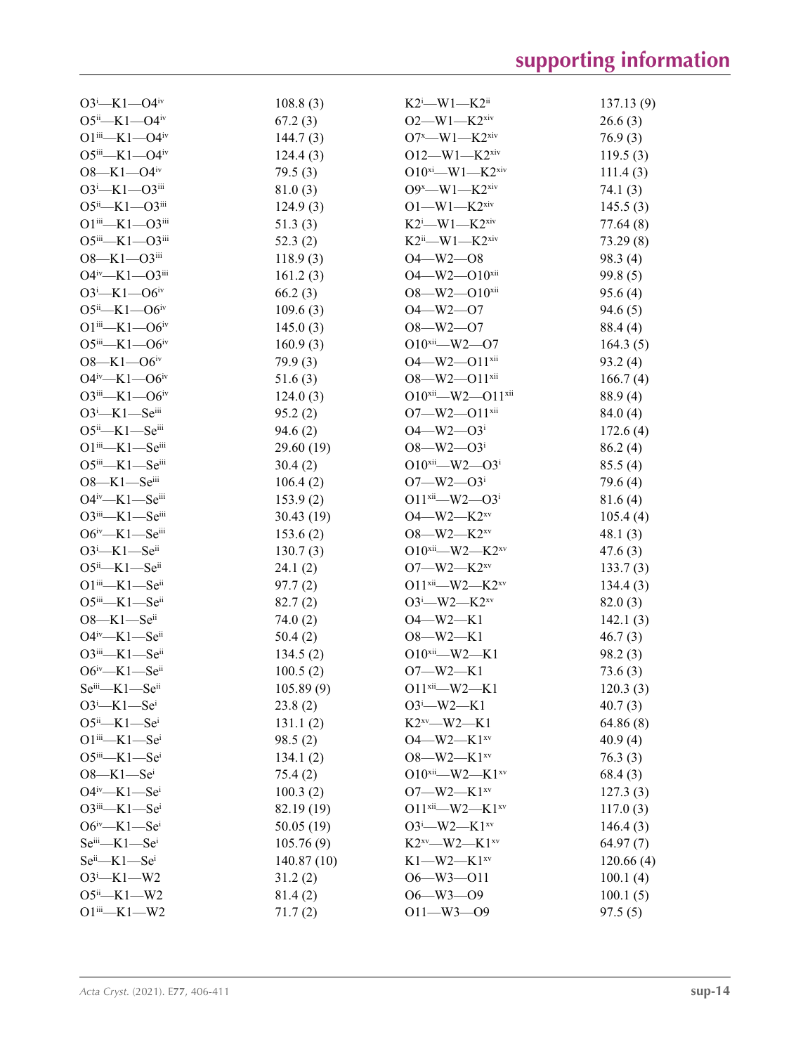| | | | |
|---|---|---|---|
| O3$^{i}$—K1—O4$^{iv}$ | 108.8 (3) | K2$^{i}$—W1—K2$^{ii}$ | 137.13 (9) |
| O5$^{ii}$—K1—O4$^{iv}$ | 67.2 (3) | O2—W1—K2$^{xiv}$ | 26.6 (3) |
| O1$^{iii}$—K1—O4$^{iv}$ | 144.7 (3) | O7$^{x}$—W1—K2$^{xiv}$ | 76.9 (3) |
| O5$^{iii}$—K1—O4$^{iv}$ | 124.4 (3) | O12—W1—K2$^{xiv}$ | 119.5 (3) |
| O8—K1—O4$^{iv}$ | 79.5 (3) | O10$^{xi}$—W1—K2$^{xiv}$ | 111.4 (3) |
| O3$^{i}$—K1—O3$^{iii}$ | 81.0 (3) | O9$^{x}$—W1—K2$^{xiv}$ | 74.1 (3) |
| O5$^{ii}$—K1—O3$^{iii}$ | 124.9 (3) | O1—W1—K2$^{xiv}$ | 145.5 (3) |
| O1$^{iii}$—K1—O3$^{iii}$ | 51.3 (3) | K2$^{i}$—W1—K2$^{xiv}$ | 77.64 (8) |
| O5$^{iii}$—K1—O3$^{iii}$ | 52.3 (2) | K2$^{ii}$—W1—K2$^{xiv}$ | 73.29 (8) |
| O8—K1—O3$^{iii}$ | 118.9 (3) | O4—W2—O8 | 98.3 (4) |
| O4$^{iv}$—K1—O3$^{iii}$ | 161.2 (3) | O4—W2—O10$^{xii}$ | 99.8 (5) |
| O3$^{i}$—K1—O6$^{iv}$ | 66.2 (3) | O8—W2—O10$^{xii}$ | 95.6 (4) |
| O5$^{ii}$—K1—O6$^{iv}$ | 109.6 (3) | O4—W2—O7 | 94.6 (5) |
| O1$^{iii}$—K1—O6$^{iv}$ | 145.0 (3) | O8—W2—O7 | 88.4 (4) |
| O5$^{iii}$—K1—O6$^{iv}$ | 160.9 (3) | O10$^{xii}$—W2—O7 | 164.3 (5) |
| O8—K1—O6$^{iv}$ | 79.9 (3) | O4—W2—O11$^{xii}$ | 93.2 (4) |
| O4$^{iv}$—K1—O6$^{iv}$ | 51.6 (3) | O8—W2—O11$^{xii}$ | 166.7 (4) |
| O3$^{iii}$—K1—O6$^{iv}$ | 124.0 (3) | O10$^{xii}$—W2—O11$^{xii}$ | 88.9 (4) |
| O3$^{i}$—K1—Se$^{iii}$ | 95.2 (2) | O7—W2—O11$^{xii}$ | 84.0 (4) |
| O5$^{ii}$—K1—Se$^{iii}$ | 94.6 (2) | O4—W2—O3$^{i}$ | 172.6 (4) |
| O1$^{iii}$—K1—Se$^{iii}$ | 29.60 (19) | O8—W2—O3$^{i}$ | 86.2 (4) |
| O5$^{iii}$—K1—Se$^{iii}$ | 30.4 (2) | O10$^{xii}$—W2—O3$^{i}$ | 85.5 (4) |
| O8—K1—Se$^{iii}$ | 106.4 (2) | O7—W2—O3$^{i}$ | 79.6 (4) |
| O4$^{iv}$—K1—Se$^{iii}$ | 153.9 (2) | O11$^{xii}$—W2—O3$^{i}$ | 81.6 (4) |
| O3$^{iii}$—K1—Se$^{iii}$ | 30.43 (19) | O4—W2—K2$^{xv}$ | 105.4 (4) |
| O6$^{iv}$—K1—Se$^{iii}$ | 153.6 (2) | O8—W2—K2$^{xv}$ | 48.1 (3) |
| O3$^{i}$—K1—Se$^{ii}$ | 130.7 (3) | O10$^{xii}$—W2—K2$^{xv}$ | 47.6 (3) |
| O5$^{ii}$—K1—Se$^{ii}$ | 24.1 (2) | O7—W2—K2$^{xv}$ | 133.7 (3) |
| O1$^{iii}$—K1—Se$^{ii}$ | 97.7 (2) | O11$^{xii}$—W2—K2$^{xv}$ | 134.4 (3) |
| O5$^{iii}$—K1—Se$^{ii}$ | 82.7 (2) | O3$^{i}$—W2—K2$^{xv}$ | 82.0 (3) |
| O8—K1—Se$^{ii}$ | 74.0 (2) | O4—W2—K1 | 142.1 (3) |
| O4$^{iv}$—K1—Se$^{ii}$ | 50.4 (2) | O8—W2—K1 | 46.7 (3) |
| O3$^{iii}$—K1—Se$^{ii}$ | 134.5 (2) | O10$^{xii}$—W2—K1 | 98.2 (3) |
| O6$^{iv}$—K1—Se$^{ii}$ | 100.5 (2) | O7—W2—K1 | 73.6 (3) |
| Se$^{iii}$—K1—Se$^{ii}$ | 105.89 (9) | O11$^{xii}$—W2—K1 | 120.3 (3) |
| O3$^{i}$—K1—Se$^{i}$ | 23.8 (2) | O3$^{i}$—W2—K1 | 40.7 (3) |
| O5$^{ii}$—K1—Se$^{i}$ | 131.1 (2) | K2$^{xv}$—W2—K1 | 64.86 (8) |
| O1$^{iii}$—K1—Se$^{i}$ | 98.5 (2) | O4—W2—K1$^{xv}$ | 40.9 (4) |
| O5$^{iii}$—K1—Se$^{i}$ | 134.1 (2) | O8—W2—K1$^{xv}$ | 76.3 (3) |
| O8—K1—Se$^{i}$ | 75.4 (2) | O10$^{xii}$—W2—K1$^{xv}$ | 68.4 (3) |
| O4$^{iv}$—K1—Se$^{i}$ | 100.3 (2) | O7—W2—K1$^{xv}$ | 127.3 (3) |
| O3$^{iii}$—K1—Se$^{i}$ | 82.19 (19) | O11$^{xii}$—W2—K1$^{xv}$ | 117.0 (3) |
| O6$^{iv}$—K1—Se$^{i}$ | 50.05 (19) | O3$^{i}$—W2—K1$^{xv}$ | 146.4 (3) |
| Se$^{iii}$—K1—Se$^{i}$ | 105.76 (9) | K2$^{xv}$—W2—K1$^{xv}$ | 64.97 (7) |
| Se$^{ii}$—K1—Se$^{i}$ | 140.87 (10) | K1—W2—K1$^{xv}$ | 120.66 (4) |
| O3$^{i}$—K1—W2 | 31.2 (2) | O6—W3—O11 | 100.1 (4) |
| O5$^{ii}$—K1—W2 | 81.4 (2) | O6—W3—O9 | 100.1 (5) |
| O1$^{iii}$—K1—W2 | 71.7 (2) | O11—W3—O9 | 97.5 (5) |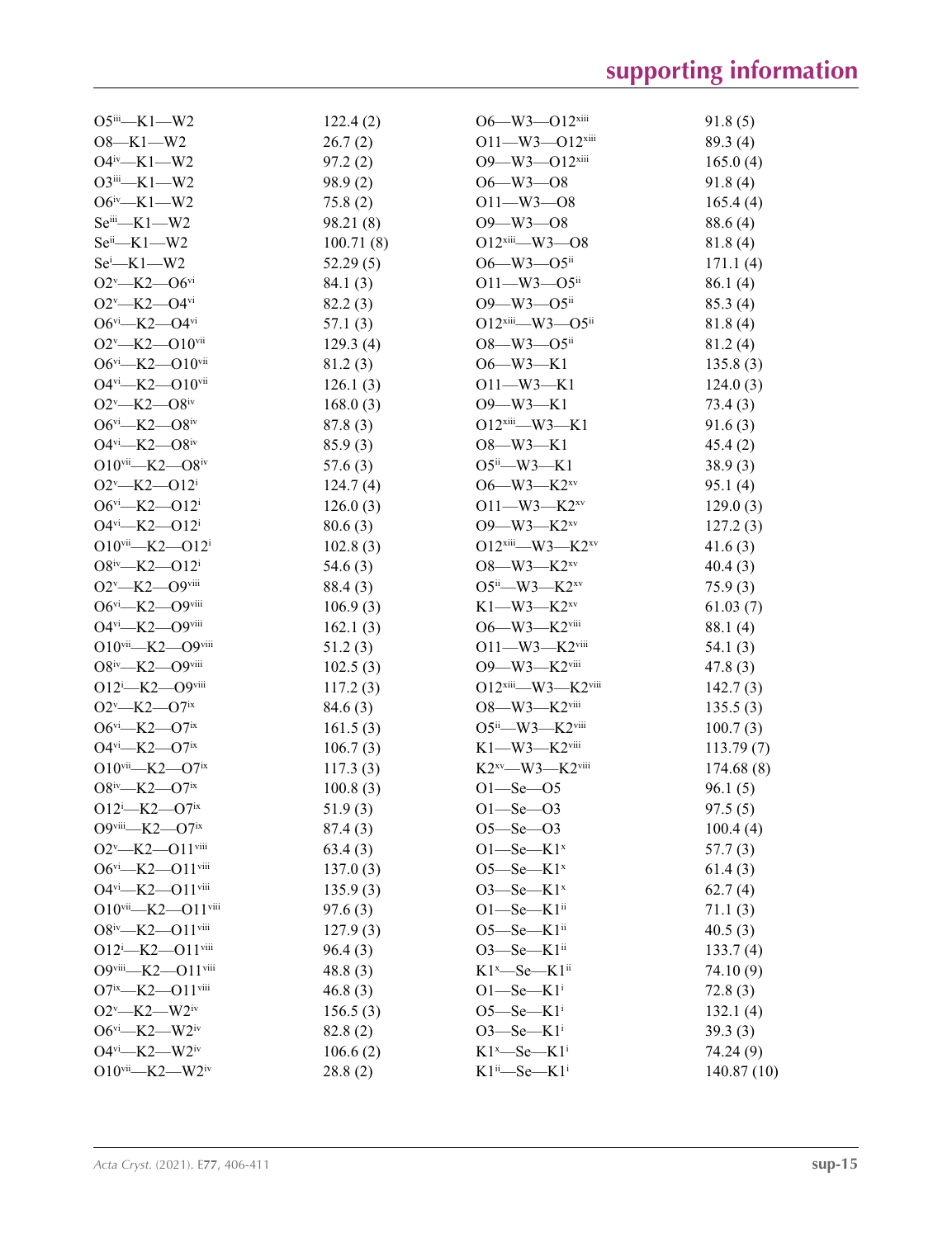| | | | |
|---|---|---|---|
| O5$^{iii}$—K1—W2 | 122.4 (2) | O6—W3—O12$^{xiii}$ | 91.8 (5) |
| O8—K1—W2 | 26.7 (2) | O11—W3—O12$^{xiii}$ | 89.3 (4) |
| O4$^{iv}$—K1—W2 | 97.2 (2) | O9—W3—O12$^{xiii}$ | 165.0 (4) |
| O3$^{iii}$—K1—W2 | 98.9 (2) | O6—W3—O8 | 91.8 (4) |
| O6$^{iv}$—K1—W2 | 75.8 (2) | O11—W3—O8 | 165.4 (4) |
| Se$^{iii}$—K1—W2 | 98.21 (8) | O9—W3—O8 | 88.6 (4) |
| Se$^{ii}$—K1—W2 | 100.71 (8) | O12$^{xiii}$—W3—O8 | 81.8 (4) |
| Se$^{i}$—K1—W2 | 52.29 (5) | O6—W3—O5$^{ii}$ | 171.1 (4) |
| O2$^{v}$—K2—O6$^{vi}$ | 84.1 (3) | O11—W3—O5$^{ii}$ | 86.1 (4) |
| O2$^{v}$—K2—O4$^{vi}$ | 82.2 (3) | O9—W3—O5$^{ii}$ | 85.3 (4) |
| O6$^{vi}$—K2—O4$^{vi}$ | 57.1 (3) | O12$^{xiii}$—W3—O5$^{ii}$ | 81.8 (4) |
| O2$^{v}$—K2—O10$^{vii}$ | 129.3 (4) | O8—W3—O5$^{ii}$ | 81.2 (4) |
| O6$^{vi}$—K2—O10$^{vii}$ | 81.2 (3) | O6—W3—K1 | 135.8 (3) |
| O4$^{vi}$—K2—O10$^{vii}$ | 126.1 (3) | O11—W3—K1 | 124.0 (3) |
| O2$^{v}$—K2—O8$^{iv}$ | 168.0 (3) | O9—W3—K1 | 73.4 (3) |
| O6$^{vi}$—K2—O8$^{iv}$ | 87.8 (3) | O12$^{xiii}$—W3—K1 | 91.6 (3) |
| O4$^{vi}$—K2—O8$^{iv}$ | 85.9 (3) | O8—W3—K1 | 45.4 (2) |
| O10$^{vii}$—K2—O8$^{iv}$ | 57.6 (3) | O5$^{ii}$—W3—K1 | 38.9 (3) |
| O2$^{v}$—K2—O12$^{i}$ | 124.7 (4) | O6—W3—K2$^{xv}$ | 95.1 (4) |
| O6$^{vi}$—K2—O12$^{i}$ | 126.0 (3) | O11—W3—K2$^{xv}$ | 129.0 (3) |
| O4$^{vi}$—K2—O12$^{i}$ | 80.6 (3) | O9—W3—K2$^{xv}$ | 127.2 (3) |
| O10$^{vii}$—K2—O12$^{i}$ | 102.8 (3) | O12$^{xiii}$—W3—K2$^{xv}$ | 41.6 (3) |
| O8$^{iv}$—K2—O12$^{i}$ | 54.6 (3) | O8—W3—K2$^{xv}$ | 40.4 (3) |
| O2$^{v}$—K2—O9$^{viii}$ | 88.4 (3) | O5$^{ii}$—W3—K2$^{xv}$ | 75.9 (3) |
| O6$^{vi}$—K2—O9$^{viii}$ | 106.9 (3) | K1—W3—K2$^{xv}$ | 61.03 (7) |
| O4$^{vi}$—K2—O9$^{viii}$ | 162.1 (3) | O6—W3—K2$^{viii}$ | 88.1 (4) |
| O10$^{vii}$—K2—O9$^{viii}$ | 51.2 (3) | O11—W3—K2$^{viii}$ | 54.1 (3) |
| O8$^{iv}$—K2—O9$^{viii}$ | 102.5 (3) | O9—W3—K2$^{viii}$ | 47.8 (3) |
| O12$^{i}$—K2—O9$^{viii}$ | 117.2 (3) | O12$^{xiii}$—W3—K2$^{viii}$ | 142.7 (3) |
| O2$^{v}$—K2—O7$^{ix}$ | 84.6 (3) | O8—W3—K2$^{viii}$ | 135.5 (3) |
| O6$^{vi}$—K2—O7$^{ix}$ | 161.5 (3) | O5$^{ii}$—W3—K2$^{viii}$ | 100.7 (3) |
| O4$^{vi}$—K2—O7$^{ix}$ | 106.7 (3) | K1—W3—K2$^{viii}$ | 113.79 (7) |
| O10$^{vii}$—K2—O7$^{ix}$ | 117.3 (3) | K2$^{xv}$—W3—K2$^{viii}$ | 174.68 (8) |
| O8$^{iv}$—K2—O7$^{ix}$ | 100.8 (3) | O1—Se—O5 | 96.1 (5) |
| O12$^{i}$—K2—O7$^{ix}$ | 51.9 (3) | O1—Se—O3 | 97.5 (5) |
| O9$^{viii}$—K2—O7$^{ix}$ | 87.4 (3) | O5—Se—O3 | 100.4 (4) |
| O2$^{v}$—K2—O11$^{viii}$ | 63.4 (3) | O1—Se—K1$^{x}$ | 57.7 (3) |
| O6$^{vi}$—K2—O11$^{viii}$ | 137.0 (3) | O5—Se—K1$^{x}$ | 61.4 (3) |
| O4$^{vi}$—K2—O11$^{viii}$ | 135.9 (3) | O3—Se—K1$^{x}$ | 62.7 (4) |
| O10$^{vii}$—K2—O11$^{viii}$ | 97.6 (3) | O1—Se—K1$^{ii}$ | 71.1 (3) |
| O8$^{iv}$—K2—O11$^{viii}$ | 127.9 (3) | O5—Se—K1$^{ii}$ | 40.5 (3) |
| O12$^{i}$—K2—O11$^{viii}$ | 96.4 (3) | O3—Se—K1$^{ii}$ | 133.7 (4) |
| O9$^{viii}$—K2—O11$^{viii}$ | 48.8 (3) | K1$^{x}$—Se—K1$^{ii}$ | 74.10 (9) |
| O7$^{ix}$—K2—O11$^{viii}$ | 46.8 (3) | O1—Se—K1$^{i}$ | 72.8 (3) |
| O2$^{v}$—K2—W2$^{iv}$ | 156.5 (3) | O5—Se—K1$^{i}$ | 132.1 (4) |
| O6$^{vi}$—K2—W2$^{iv}$ | 82.8 (2) | O3—Se—K1$^{i}$ | 39.3 (3) |
| O4$^{vi}$—K2—W2$^{iv}$ | 106.6 (2) | K1$^{x}$—Se—K1$^{i}$ | 74.24 (9) |
| O10$^{vii}$—K2—W2$^{iv}$ | 28.8 (2) | K1$^{ii}$—Se—K1$^{i}$ | 140.87 (10) |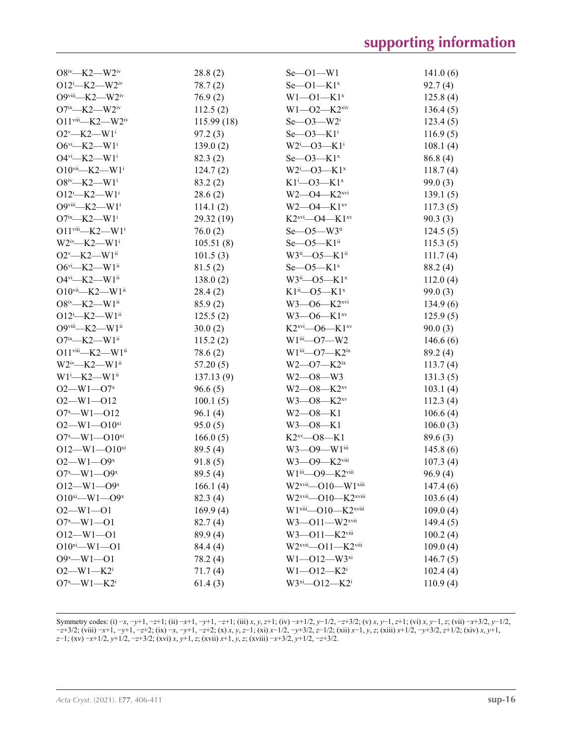| | | | |
|---|---|---|---|
| O8$^{iv}$—K2—W2$^{iv}$ | 28.8 (2) | Se—O1—W1 | 141.0 (6) |
| O12$^{i}$—K2—W2$^{iv}$ | 78.7 (2) | Se—O1—K1$^{x}$ | 92.7 (4) |
| O9$^{viii}$—K2—W2$^{iv}$ | 76.9 (2) | W1—O1—K1$^{x}$ | 125.8 (4) |
| O7$^{ix}$—K2—W2$^{iv}$ | 112.5 (2) | W1—O2—K2$^{xiv}$ | 136.4 (5) |
| O11$^{viii}$—K2—W2$^{iv}$ | 115.99 (18) | Se—O3—W2$^{i}$ | 123.4 (5) |
| O2$^{v}$—K2—W1$^{i}$ | 97.2 (3) | Se—O3—K1$^{i}$ | 116.9 (5) |
| O6$^{vi}$—K2—W1$^{i}$ | 139.0 (2) | W2$^{i}$—O3—K1$^{i}$ | 108.1 (4) |
| O4$^{vi}$—K2—W1$^{i}$ | 82.3 (2) | Se—O3—K1$^{x}$ | 86.8 (4) |
| O10$^{vii}$—K2—W1$^{i}$ | 124.7 (2) | W2$^{i}$—O3—K1$^{x}$ | 118.7 (4) |
| O8$^{iv}$—K2—W1$^{i}$ | 83.2 (2) | K1$^{i}$—O3—K1$^{x}$ | 99.0 (3) |
| O12$^{i}$—K2—W1$^{i}$ | 28.6 (2) | W2—O4—K2$^{xvi}$ | 139.1 (5) |
| O9$^{viii}$—K2—W1$^{i}$ | 114.1 (2) | W2—O4—K1$^{xv}$ | 117.3 (5) |
| O7$^{ix}$—K2—W1$^{i}$ | 29.32 (19) | K2$^{xvi}$—O4—K1$^{xv}$ | 90.3 (3) |
| O11$^{viii}$—K2—W1$^{i}$ | 76.0 (2) | Se—O5—W3$^{ii}$ | 124.5 (5) |
| W2$^{iv}$—K2—W1$^{i}$ | 105.51 (8) | Se—O5—K1$^{ii}$ | 115.3 (5) |
| O2$^{v}$—K2—W1$^{ii}$ | 101.5 (3) | W3$^{ii}$—O5—K1$^{ii}$ | 111.7 (4) |
| O6$^{vi}$—K2—W1$^{ii}$ | 81.5 (2) | Se—O5—K1$^{x}$ | 88.2 (4) |
| O4$^{vi}$—K2—W1$^{ii}$ | 138.0 (2) | W3$^{ii}$—O5—K1$^{x}$ | 112.0 (4) |
| O10$^{vii}$—K2—W1$^{ii}$ | 28.4 (2) | K1$^{ii}$—O5—K1$^{x}$ | 99.0 (3) |
| O8$^{iv}$—K2—W1$^{ii}$ | 85.9 (2) | W3—O6—K2$^{xvi}$ | 134.9 (6) |
| O12$^{i}$—K2—W1$^{ii}$ | 125.5 (2) | W3—O6—K1$^{xv}$ | 125.9 (5) |
| O9$^{viii}$—K2—W1$^{ii}$ | 30.0 (2) | K2$^{xvi}$—O6—K1$^{xv}$ | 90.0 (3) |
| O7$^{ix}$—K2—W1$^{ii}$ | 115.2 (2) | W1$^{iii}$—O7—W2 | 146.6 (6) |
| O11$^{viii}$—K2—W1$^{ii}$ | 78.6 (2) | W1$^{iii}$—O7—K2$^{ix}$ | 89.2 (4) |
| W2$^{iv}$—K2—W1$^{ii}$ | 57.20 (5) | W2—O7—K2$^{ix}$ | 113.7 (4) |
| W1$^{i}$—K2—W1$^{ii}$ | 137.13 (9) | W2—O8—W3 | 131.3 (5) |
| O2—W1—O7$^{x}$ | 96.6 (5) | W2—O8—K2$^{xv}$ | 103.1 (4) |
| O2—W1—O12 | 100.1 (5) | W3—O8—K2$^{xv}$ | 112.3 (4) |
| O7$^{x}$—W1—O12 | 96.1 (4) | W2—O8—K1 | 106.6 (4) |
| O2—W1—O10$^{xi}$ | 95.0 (5) | W3—O8—K1 | 106.0 (3) |
| O7$^{x}$—W1—O10$^{xi}$ | 166.0 (5) | K2$^{xv}$—O8—K1 | 89.6 (3) |
| O12—W1—O10$^{xi}$ | 89.5 (4) | W3—O9—W1$^{iii}$ | 145.8 (6) |
| O2—W1—O9$^{x}$ | 91.8 (5) | W3—O9—K2$^{viii}$ | 107.3 (4) |
| O7$^{x}$—W1—O9$^{x}$ | 89.5 (4) | W1$^{iii}$—O9—K2$^{viii}$ | 96.9 (4) |
| O12—W1—O9$^{x}$ | 166.1 (4) | W2$^{xvii}$—O10—W1$^{xiii}$ | 147.4 (6) |
| O10$^{xi}$—W1—O9$^{x}$ | 82.3 (4) | W2$^{xvii}$—O10—K2$^{xviii}$ | 103.6 (4) |
| O2—W1—O1 | 169.9 (4) | W1$^{xiii}$—O10—K2$^{xviii}$ | 109.0 (4) |
| O7$^{x}$—W1—O1 | 82.7 (4) | W3—O11—W2$^{xvii}$ | 149.4 (5) |
| O12—W1—O1 | 89.9 (4) | W3—O11—K2$^{viii}$ | 100.2 (4) |
| O10$^{xi}$—W1—O1 | 84.4 (4) | W2$^{xvii}$—O11—K2$^{viii}$ | 109.0 (4) |
| O9$^{x}$—W1—O1 | 78.2 (4) | W1—O12—W3$^{xi}$ | 146.7 (5) |
| O2—W1—K2$^{i}$ | 71.7 (4) | W1—O12—K2$^{i}$ | 102.4 (4) |
| O7$^{x}$—W1—K2$^{i}$ | 61.4 (3) | W3$^{xi}$—O12—K2$^{i}$ | 110.9 (4) |

Symmetry codes: (i) −x, −y+1, −z+1; (ii) −x+1, −y+1, −z+1; (iii) x, y, z+1; (iv) −x+1/2, y−1/2, −z+3/2; (v) x, y−1, z+1; (vi) x, y−1, z; (vii) −x+3/2, y−1/2, −z+3/2; (viii) −x+1, −y+1, −z+2; (ix) −x, −y+1, −z+2; (x) x, y, z−1; (xi) x−1/2, −y+3/2, z−1/2; (xii) x−1, y, z; (xiii) x+1/2, −y+3/2, z+1/2; (xiv) x, y+1, z−1; (xv) −x+1/2, y+1/2, −z+3/2; (xvi) x, y+1, z; (xvii) x+1, y, z; (xviii) −x+3/2, y+1/2, −z+3/2.